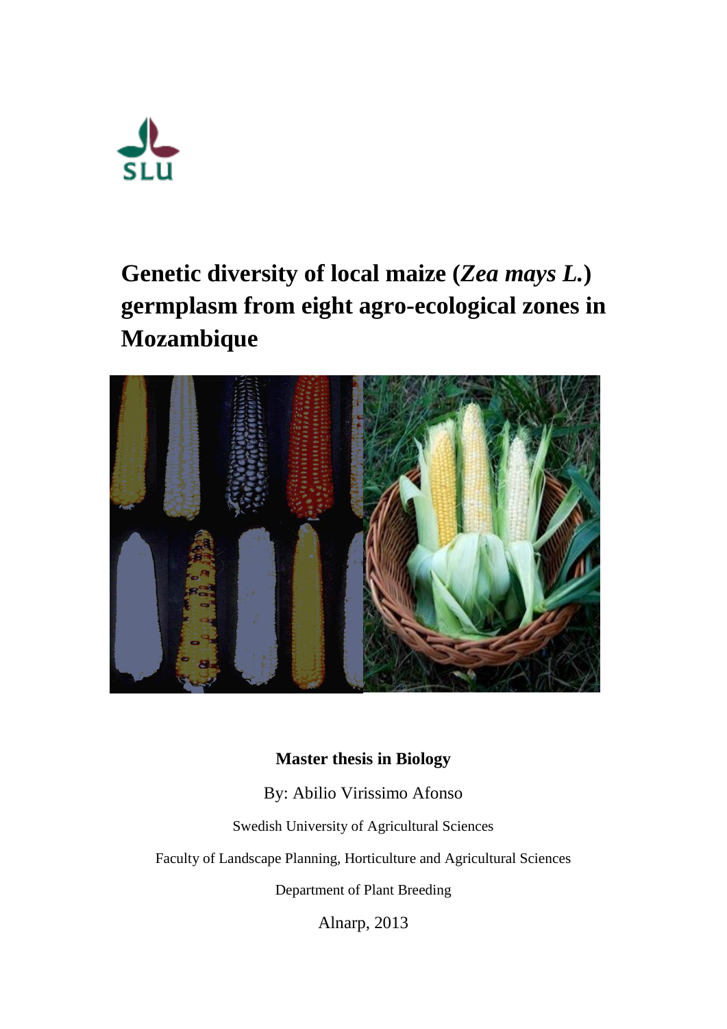SLU

# Genetic diversity of local maize (*Zea mays L.*) germplasm from eight agro-ecological zones in Mozambique

**Master thesis in Biology**

By: Abilio Virissimo Afonso

Swedish University of Agricultural Sciences

Faculty of Landscape Planning, Horticulture and Agricultural Sciences

Department of Plant Breeding

Alnarp, 2013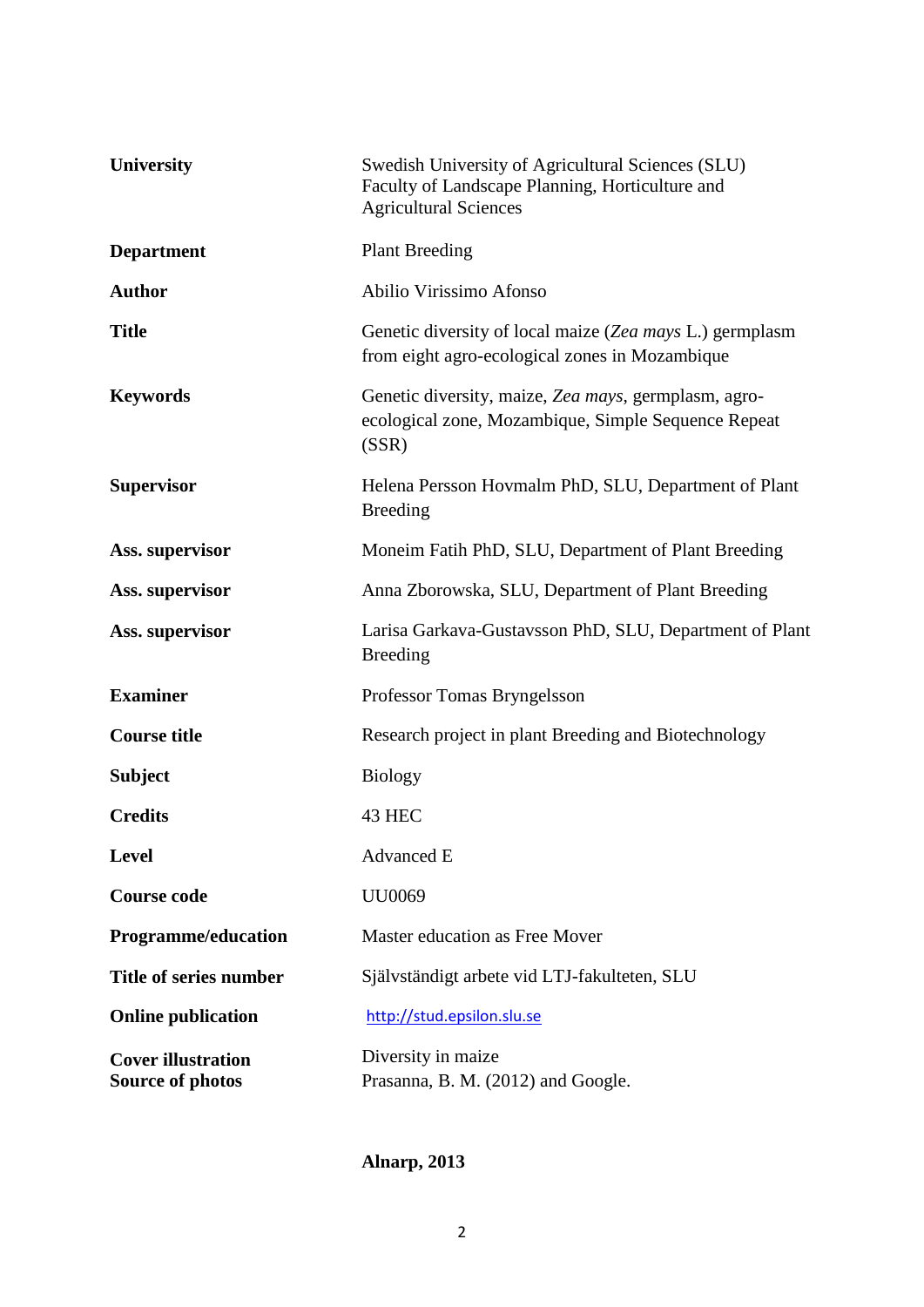| | |
|---|---|
| **University** | Swedish University of Agricultural Sciences (SLU) Faculty of Landscape Planning, Horticulture and Agricultural Sciences |
| **Department** | Plant Breeding |
| **Author** | Abilio Virissimo Afonso |
| **Title** | Genetic diversity of local maize (*Zea mays* L.) germplasm from eight agro-ecological zones in Mozambique |
| **Keywords** | Genetic diversity, maize, *Zea mays*, germplasm, agro-ecological zone, Mozambique, Simple Sequence Repeat (SSR) |
| **Supervisor** | Helena Persson Hovmalm PhD, SLU, Department of Plant Breeding |
| **Ass. supervisor** | Moneim Fatih PhD, SLU, Department of Plant Breeding |
| **Ass. supervisor** | Anna Zborowska, SLU, Department of Plant Breeding |
| **Ass. supervisor** | Larisa Garkava-Gustavsson PhD, SLU, Department of Plant Breeding |
| **Examiner** | Professor Tomas Bryngelsson |
| **Course title** | Research project in plant Breeding and Biotechnology |
| **Subject** | Biology |
| **Credits** | 43 HEC |
| **Level** | Advanced E |
| **Course code** | UU0069 |
| **Programme/education** | Master education as Free Mover |
| **Title of series number** | Självständigt arbete vid LTJ-fakulteten, SLU |
| **Online publication** | http://stud.epsilon.slu.se |
| **Cover illustration** | Diversity in maize |
| **Source of photos** | Prasanna, B. M. (2012) and Google. |

**Alnarp, 2013**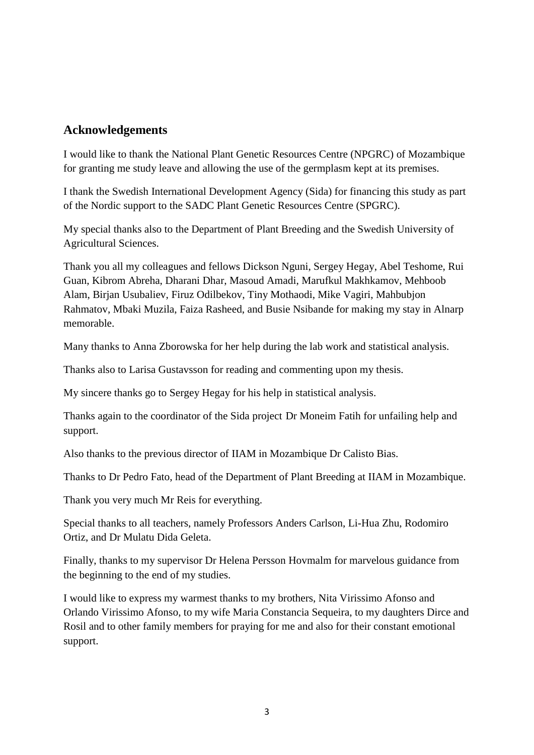## Acknowledgements

I would like to thank the National Plant Genetic Resources Centre (NPGRC) of Mozambique for granting me study leave and allowing the use of the germplasm kept at its premises.

I thank the Swedish International Development Agency (Sida) for financing this study as part of the Nordic support to the SADC Plant Genetic Resources Centre (SPGRC).

My special thanks also to the Department of Plant Breeding and the Swedish University of Agricultural Sciences.

Thank you all my colleagues and fellows Dickson Nguni, Sergey Hegay, Abel Teshome, Rui Guan, Kibrom Abreha, Dharani Dhar, Masoud Amadi, Marufkul Makhkamov, Mehboob Alam, Birjan Usubaliev, Firuz Odilbekov, Tiny Mothaodi, Mike Vagiri, Mahbubjon Rahmatov, Mbaki Muzila, Faiza Rasheed, and Busie Nsibande for making my stay in Alnarp memorable.

Many thanks to Anna Zborowska for her help during the lab work and statistical analysis.

Thanks also to Larisa Gustavsson for reading and commenting upon my thesis.

My sincere thanks go to Sergey Hegay for his help in statistical analysis.

Thanks again to the coordinator of the Sida project Dr Moneim Fatih for unfailing help and support.

Also thanks to the previous director of IIAM in Mozambique Dr Calisto Bias.

Thanks to Dr Pedro Fato, head of the Department of Plant Breeding at IIAM in Mozambique.

Thank you very much Mr Reis for everything.

Special thanks to all teachers, namely Professors Anders Carlson, Li-Hua Zhu, Rodomiro Ortiz, and Dr Mulatu Dida Geleta.

Finally, thanks to my supervisor Dr Helena Persson Hovmalm for marvelous guidance from the beginning to the end of my studies.

I would like to express my warmest thanks to my brothers, Nita Virissimo Afonso and Orlando Virissimo Afonso, to my wife Maria Constancia Sequeira, to my daughters Dirce and Rosil and to other family members for praying for me and also for their constant emotional support.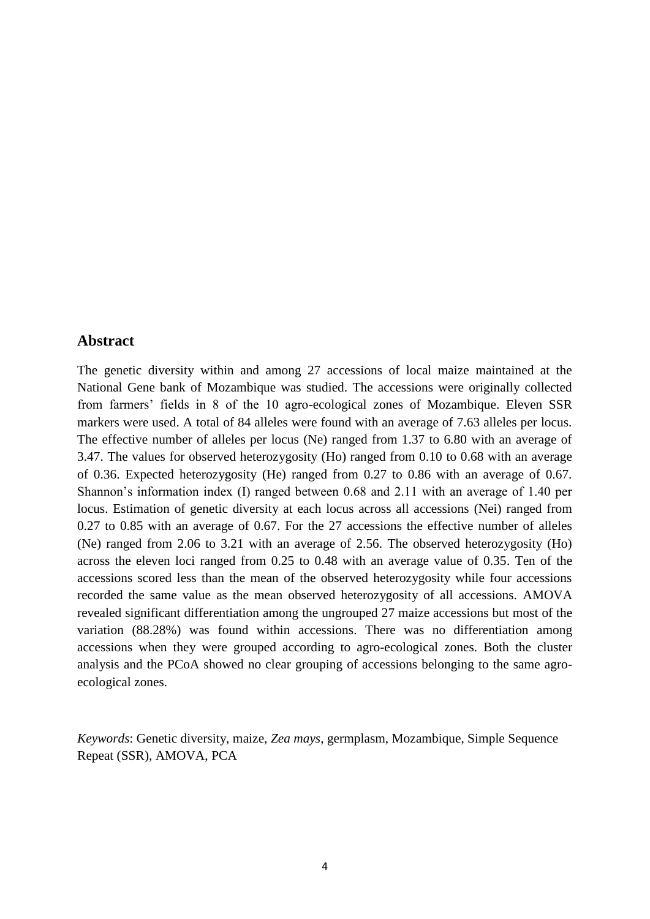## Abstract

The genetic diversity within and among 27 accessions of local maize maintained at the National Gene bank of Mozambique was studied. The accessions were originally collected from farmers' fields in 8 of the 10 agro-ecological zones of Mozambique. Eleven SSR markers were used. A total of 84 alleles were found with an average of 7.63 alleles per locus. The effective number of alleles per locus (Ne) ranged from 1.37 to 6.80 with an average of 3.47. The values for observed heterozygosity (Ho) ranged from 0.10 to 0.68 with an average of 0.36. Expected heterozygosity (He) ranged from 0.27 to 0.86 with an average of 0.67. Shannon's information index (I) ranged between 0.68 and 2.11 with an average of 1.40 per locus. Estimation of genetic diversity at each locus across all accessions (Nei) ranged from 0.27 to 0.85 with an average of 0.67. For the 27 accessions the effective number of alleles (Ne) ranged from 2.06 to 3.21 with an average of 2.56. The observed heterozygosity (Ho) across the eleven loci ranged from 0.25 to 0.48 with an average value of 0.35. Ten of the accessions scored less than the mean of the observed heterozygosity while four accessions recorded the same value as the mean observed heterozygosity of all accessions. AMOVA revealed significant differentiation among the ungrouped 27 maize accessions but most of the variation (88.28%) was found within accessions. There was no differentiation among accessions when they were grouped according to agro-ecological zones. Both the cluster analysis and the PCoA showed no clear grouping of accessions belonging to the same agro-ecological zones.

*Keywords*: Genetic diversity, maize, *Zea mays*, germplasm, Mozambique, Simple Sequence Repeat (SSR), AMOVA, PCA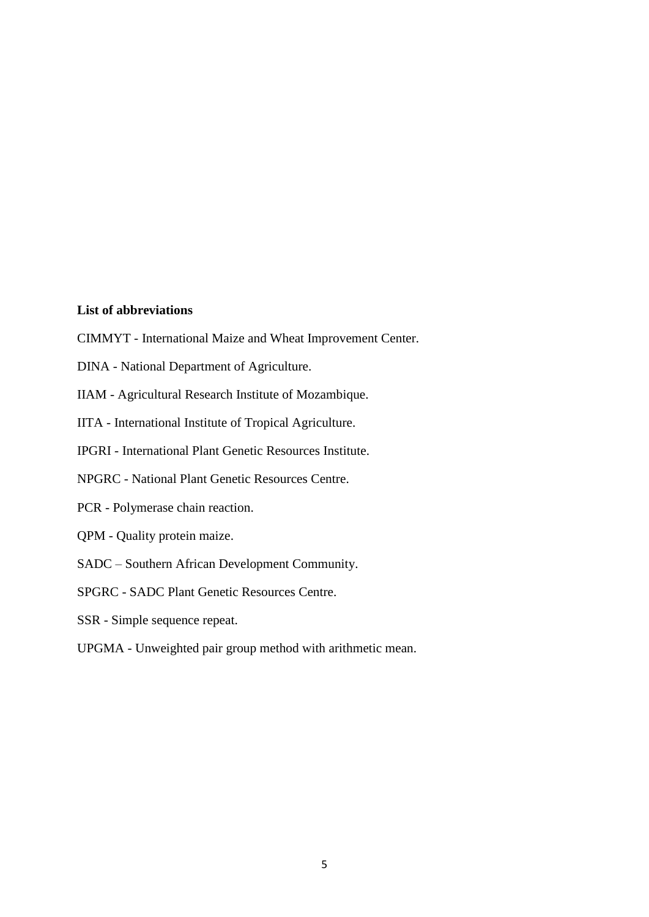**List of abbreviations**

CIMMYT - International Maize and Wheat Improvement Center.

DINA - National Department of Agriculture.

IIAM - Agricultural Research Institute of Mozambique.

IITA - International Institute of Tropical Agriculture.

IPGRI - International Plant Genetic Resources Institute.

NPGRC - National Plant Genetic Resources Centre.

PCR - Polymerase chain reaction.

QPM - Quality protein maize.

SADC – Southern African Development Community.

SPGRC - SADC Plant Genetic Resources Centre.

SSR - Simple sequence repeat.

UPGMA - Unweighted pair group method with arithmetic mean.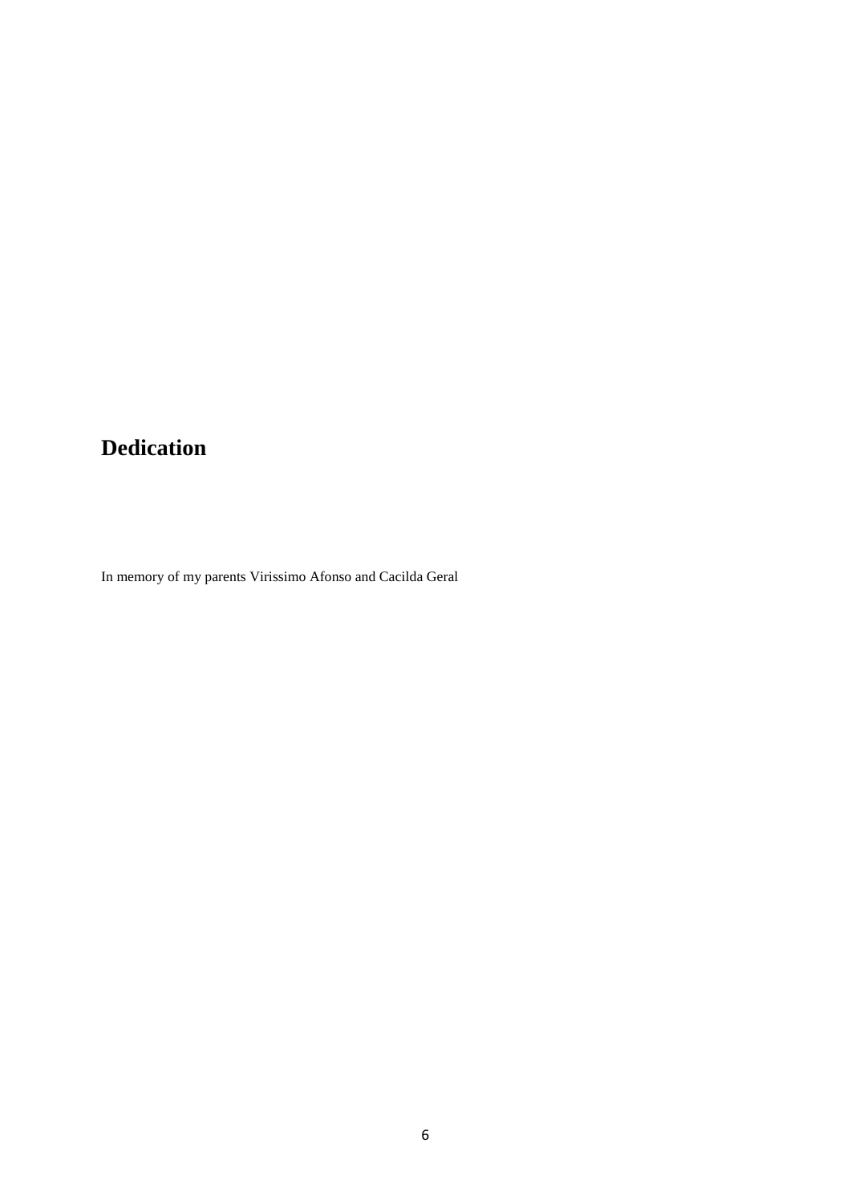# Dedication

In memory of my parents Virissimo Afonso and Cacilda Geral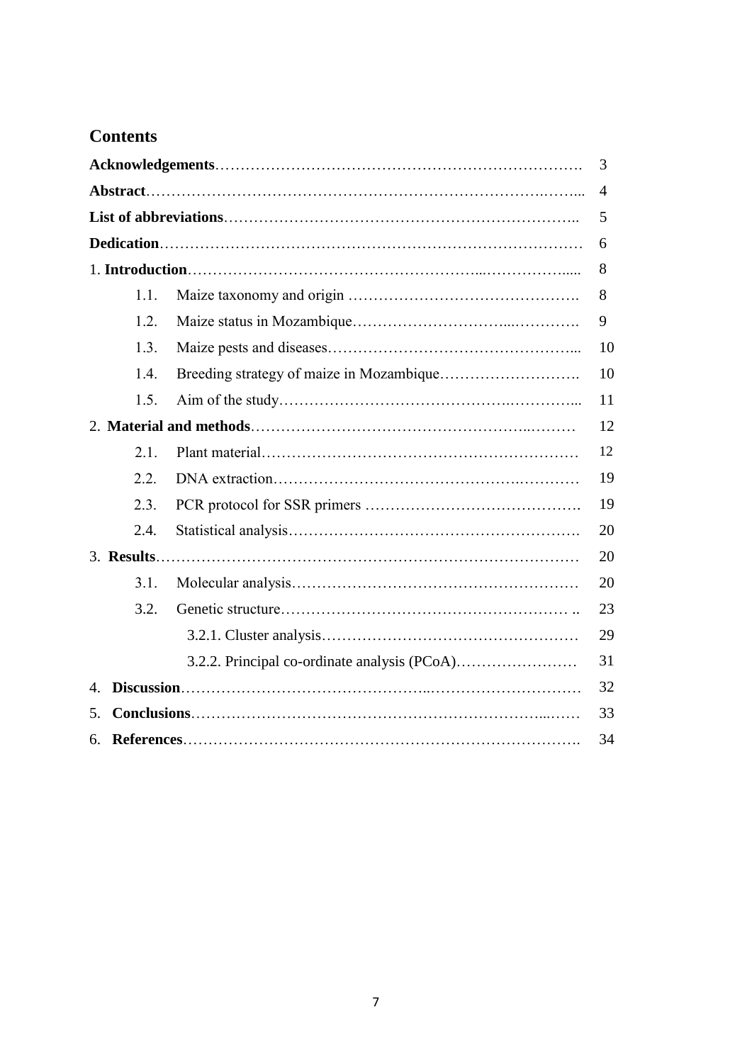## Contents

| | | |
|---|---|---|
| **Acknowledgements** | | 3 |
| **Abstract** | | 4 |
| **List of abbreviations** | | 5 |
| **Dedication** | | 6 |
| 1. **Introduction** | | 8 |
| | 1.1. Maize taxonomy and origin | 8 |
| | 1.2. Maize status in Mozambique | 9 |
| | 1.3. Maize pests and diseases | 10 |
| | 1.4. Breeding strategy of maize in Mozambique | 10 |
| | 1.5. Aim of the study | 11 |
| 2. **Material and methods** | | 12 |
| | 2.1. Plant material | 12 |
| | 2.2. DNA extraction | 19 |
| | 2.3. PCR protocol for SSR primers | 19 |
| | 2.4. Statistical analysis | 20 |
| 3. **Results** | | 20 |
| | 3.1. Molecular analysis | 20 |
| | 3.2. Genetic structure | 23 |
| | 3.2.1. Cluster analysis | 29 |
| | 3.2.2. Principal co-ordinate analysis (PCoA) | 31 |
| 4. **Discussion** | | 32 |
| 5. **Conclusions** | | 33 |
| 6. **References** | | 34 |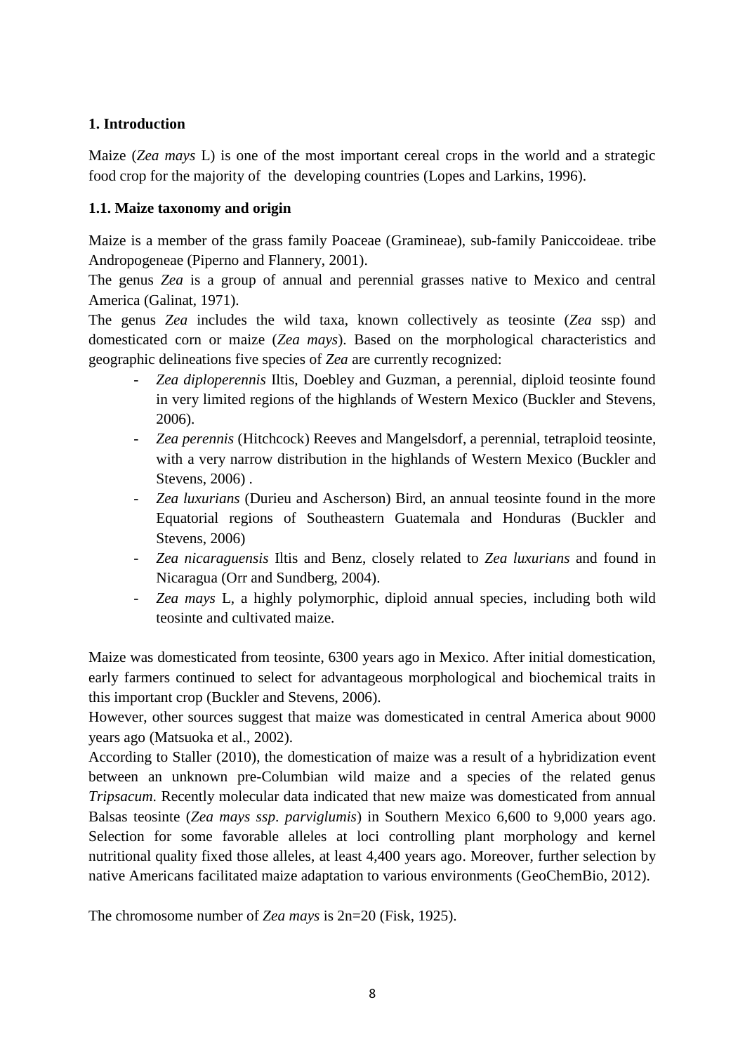### 1. Introduction

Maize (*Zea mays* L) is one of the most important cereal crops in the world and a strategic food crop for the majority of the developing countries (Lopes and Larkins, 1996).

#### 1.1. Maize taxonomy and origin

Maize is a member of the grass family Poaceae (Gramineae), sub-family Paniccoideae. tribe Andropogeneae (Piperno and Flannery, 2001).

The genus *Zea* is a group of annual and perennial grasses native to Mexico and central America (Galinat, 1971).

The genus *Zea* includes the wild taxa, known collectively as teosinte (*Zea* ssp) and domesticated corn or maize (*Zea mays*). Based on the morphological characteristics and geographic delineations five species of *Zea* are currently recognized:

- *Zea diploperennis* Iltis, Doebley and Guzman, a perennial, diploid teosinte found in very limited regions of the highlands of Western Mexico (Buckler and Stevens, 2006).
- *Zea perennis* (Hitchcock) Reeves and Mangelsdorf, a perennial, tetraploid teosinte, with a very narrow distribution in the highlands of Western Mexico (Buckler and Stevens, 2006) .
- *Zea luxurians* (Durieu and Ascherson) Bird, an annual teosinte found in the more Equatorial regions of Southeastern Guatemala and Honduras (Buckler and Stevens, 2006)
- *Zea nicaraguensis* Iltis and Benz, closely related to *Zea luxurians* and found in Nicaragua (Orr and Sundberg, 2004).
- *Zea mays* L, a highly polymorphic, diploid annual species, including both wild teosinte and cultivated maize.

Maize was domesticated from teosinte, 6300 years ago in Mexico. After initial domestication, early farmers continued to select for advantageous morphological and biochemical traits in this important crop (Buckler and Stevens, 2006).

However, other sources suggest that maize was domesticated in central America about 9000 years ago (Matsuoka et al., 2002).

According to Staller (2010), the domestication of maize was a result of a hybridization event between an unknown pre-Columbian wild maize and a species of the related genus *Tripsacum*. Recently molecular data indicated that new maize was domesticated from annual Balsas teosinte (*Zea mays ssp. parviglumis*) in Southern Mexico 6,600 to 9,000 years ago. Selection for some favorable alleles at loci controlling plant morphology and kernel nutritional quality fixed those alleles, at least 4,400 years ago. Moreover, further selection by native Americans facilitated maize adaptation to various environments (GeoChemBio, 2012).

The chromosome number of *Zea mays* is 2n=20 (Fisk, 1925).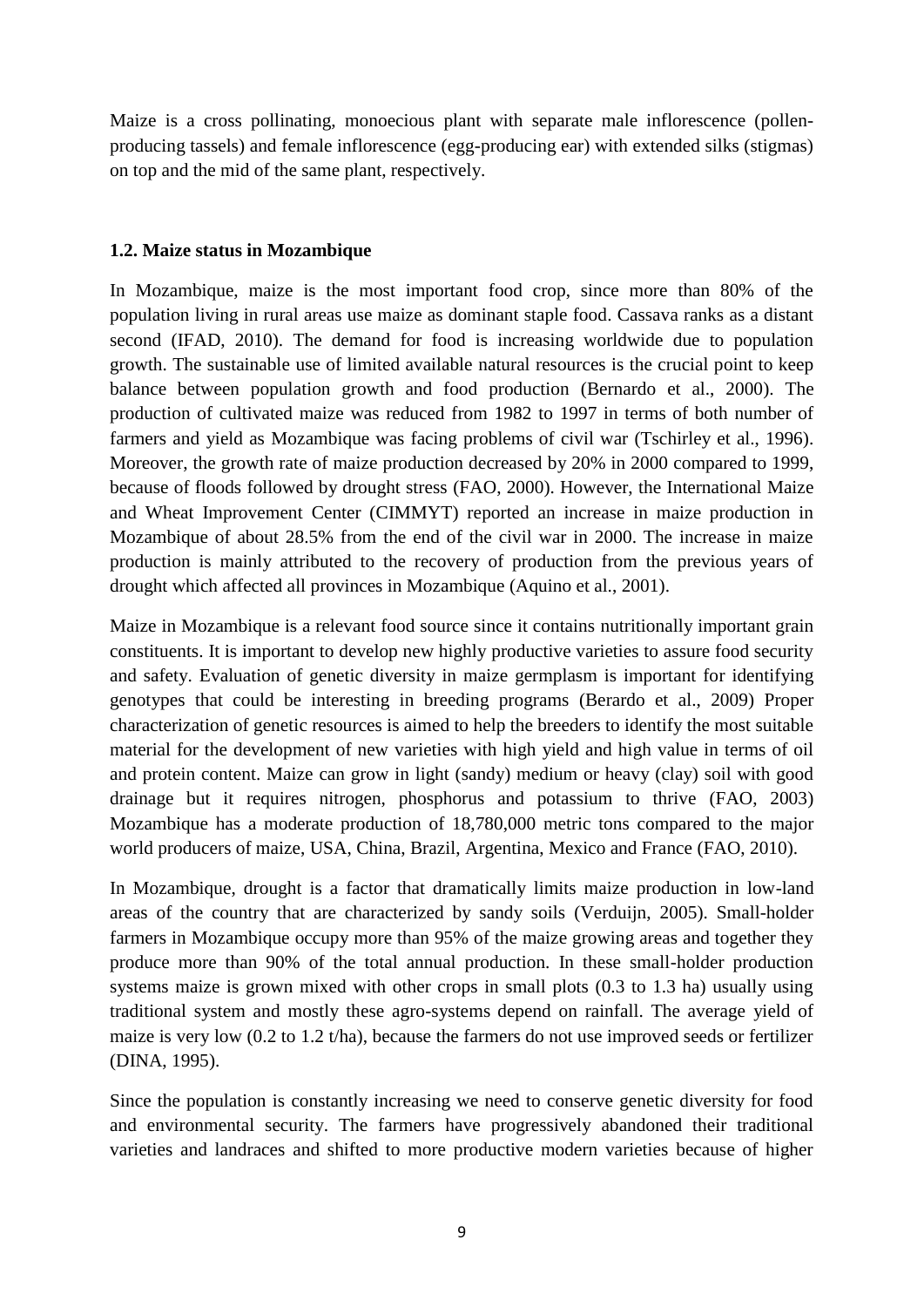Maize is a cross pollinating, monoecious plant with separate male inflorescence (pollen-producing tassels) and female inflorescence (egg-producing ear) with extended silks (stigmas) on top and the mid of the same plant, respectively.

### 1.2. Maize status in Mozambique

In Mozambique, maize is the most important food crop, since more than 80% of the population living in rural areas use maize as dominant staple food. Cassava ranks as a distant second (IFAD, 2010). The demand for food is increasing worldwide due to population growth. The sustainable use of limited available natural resources is the crucial point to keep balance between population growth and food production (Bernardo et al., 2000). The production of cultivated maize was reduced from 1982 to 1997 in terms of both number of farmers and yield as Mozambique was facing problems of civil war (Tschirley et al., 1996). Moreover, the growth rate of maize production decreased by 20% in 2000 compared to 1999, because of floods followed by drought stress (FAO, 2000). However, the International Maize and Wheat Improvement Center (CIMMYT) reported an increase in maize production in Mozambique of about 28.5% from the end of the civil war in 2000. The increase in maize production is mainly attributed to the recovery of production from the previous years of drought which affected all provinces in Mozambique (Aquino et al., 2001).

Maize in Mozambique is a relevant food source since it contains nutritionally important grain constituents. It is important to develop new highly productive varieties to assure food security and safety. Evaluation of genetic diversity in maize germplasm is important for identifying genotypes that could be interesting in breeding programs (Berardo et al., 2009) Proper characterization of genetic resources is aimed to help the breeders to identify the most suitable material for the development of new varieties with high yield and high value in terms of oil and protein content. Maize can grow in light (sandy) medium or heavy (clay) soil with good drainage but it requires nitrogen, phosphorus and potassium to thrive (FAO, 2003) Mozambique has a moderate production of 18,780,000 metric tons compared to the major world producers of maize, USA, China, Brazil, Argentina, Mexico and France (FAO, 2010).

In Mozambique, drought is a factor that dramatically limits maize production in low-land areas of the country that are characterized by sandy soils (Verduijn, 2005). Small-holder farmers in Mozambique occupy more than 95% of the maize growing areas and together they produce more than 90% of the total annual production. In these small-holder production systems maize is grown mixed with other crops in small plots (0.3 to 1.3 ha) usually using traditional system and mostly these agro-systems depend on rainfall. The average yield of maize is very low (0.2 to 1.2 t/ha), because the farmers do not use improved seeds or fertilizer (DINA, 1995).

Since the population is constantly increasing we need to conserve genetic diversity for food and environmental security. The farmers have progressively abandoned their traditional varieties and landraces and shifted to more productive modern varieties because of higher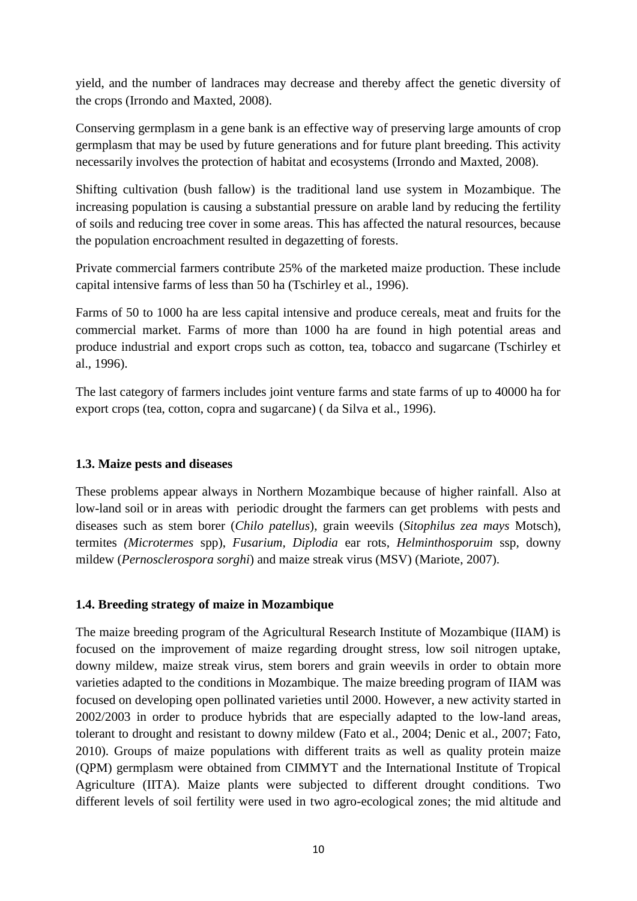yield, and the number of landraces may decrease and thereby affect the genetic diversity of the crops (Irrondo and Maxted, 2008).

Conserving germplasm in a gene bank is an effective way of preserving large amounts of crop germplasm that may be used by future generations and for future plant breeding. This activity necessarily involves the protection of habitat and ecosystems (Irrondo and Maxted, 2008).

Shifting cultivation (bush fallow) is the traditional land use system in Mozambique. The increasing population is causing a substantial pressure on arable land by reducing the fertility of soils and reducing tree cover in some areas. This has affected the natural resources, because the population encroachment resulted in degazetting of forests.

Private commercial farmers contribute 25% of the marketed maize production. These include capital intensive farms of less than 50 ha (Tschirley et al., 1996).

Farms of 50 to 1000 ha are less capital intensive and produce cereals, meat and fruits for the commercial market. Farms of more than 1000 ha are found in high potential areas and produce industrial and export crops such as cotton, tea, tobacco and sugarcane (Tschirley et al., 1996).

The last category of farmers includes joint venture farms and state farms of up to 40000 ha for export crops (tea, cotton, copra and sugarcane) ( da Silva et al., 1996).

### 1.3. Maize pests and diseases

These problems appear always in Northern Mozambique because of higher rainfall. Also at low-land soil or in areas with periodic drought the farmers can get problems with pests and diseases such as stem borer (*Chilo patellus*), grain weevils (*Sitophilus zea mays* Motsch), termites *(Microtermes* spp), *Fusarium, Diplodia* ear rots, *Helminthosporuim* ssp, downy mildew (*Pernosclerospora sorghi*) and maize streak virus (MSV) (Mariote, 2007).

### 1.4. Breeding strategy of maize in Mozambique

The maize breeding program of the Agricultural Research Institute of Mozambique (IIAM) is focused on the improvement of maize regarding drought stress, low soil nitrogen uptake, downy mildew, maize streak virus, stem borers and grain weevils in order to obtain more varieties adapted to the conditions in Mozambique. The maize breeding program of IIAM was focused on developing open pollinated varieties until 2000. However, a new activity started in 2002/2003 in order to produce hybrids that are especially adapted to the low-land areas, tolerant to drought and resistant to downy mildew (Fato et al., 2004; Denic et al., 2007; Fato, 2010). Groups of maize populations with different traits as well as quality protein maize (QPM) germplasm were obtained from CIMMYT and the International Institute of Tropical Agriculture (IITA). Maize plants were subjected to different drought conditions. Two different levels of soil fertility were used in two agro-ecological zones; the mid altitude and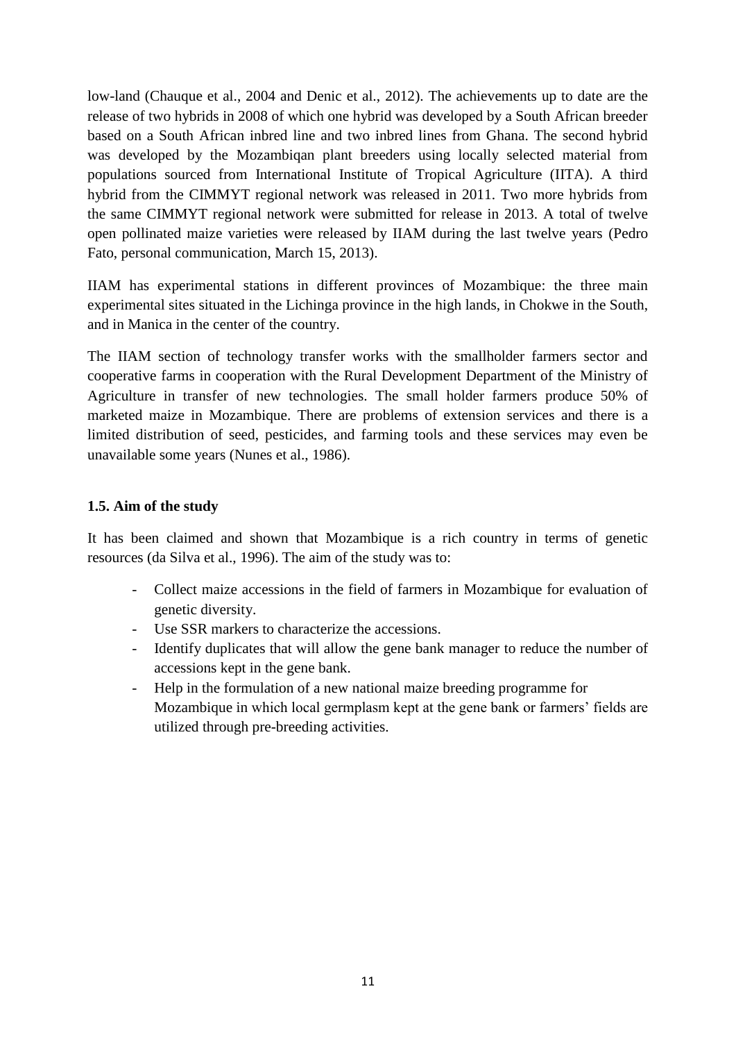low-land (Chauque et al., 2004 and Denic et al., 2012). The achievements up to date are the release of two hybrids in 2008 of which one hybrid was developed by a South African breeder based on a South African inbred line and two inbred lines from Ghana. The second hybrid was developed by the Mozambiqan plant breeders using locally selected material from populations sourced from International Institute of Tropical Agriculture (IITA). A third hybrid from the CIMMYT regional network was released in 2011. Two more hybrids from the same CIMMYT regional network were submitted for release in 2013. A total of twelve open pollinated maize varieties were released by IIAM during the last twelve years (Pedro Fato, personal communication, March 15, 2013).

IIAM has experimental stations in different provinces of Mozambique: the three main experimental sites situated in the Lichinga province in the high lands, in Chokwe in the South, and in Manica in the center of the country.

The IIAM section of technology transfer works with the smallholder farmers sector and cooperative farms in cooperation with the Rural Development Department of the Ministry of Agriculture in transfer of new technologies. The small holder farmers produce 50% of marketed maize in Mozambique. There are problems of extension services and there is a limited distribution of seed, pesticides, and farming tools and these services may even be unavailable some years (Nunes et al., 1986).

### 1.5. Aim of the study

It has been claimed and shown that Mozambique is a rich country in terms of genetic resources (da Silva et al., 1996). The aim of the study was to:

- Collect maize accessions in the field of farmers in Mozambique for evaluation of genetic diversity.
- Use SSR markers to characterize the accessions.
- Identify duplicates that will allow the gene bank manager to reduce the number of accessions kept in the gene bank.
- Help in the formulation of a new national maize breeding programme for Mozambique in which local germplasm kept at the gene bank or farmers' fields are utilized through pre-breeding activities.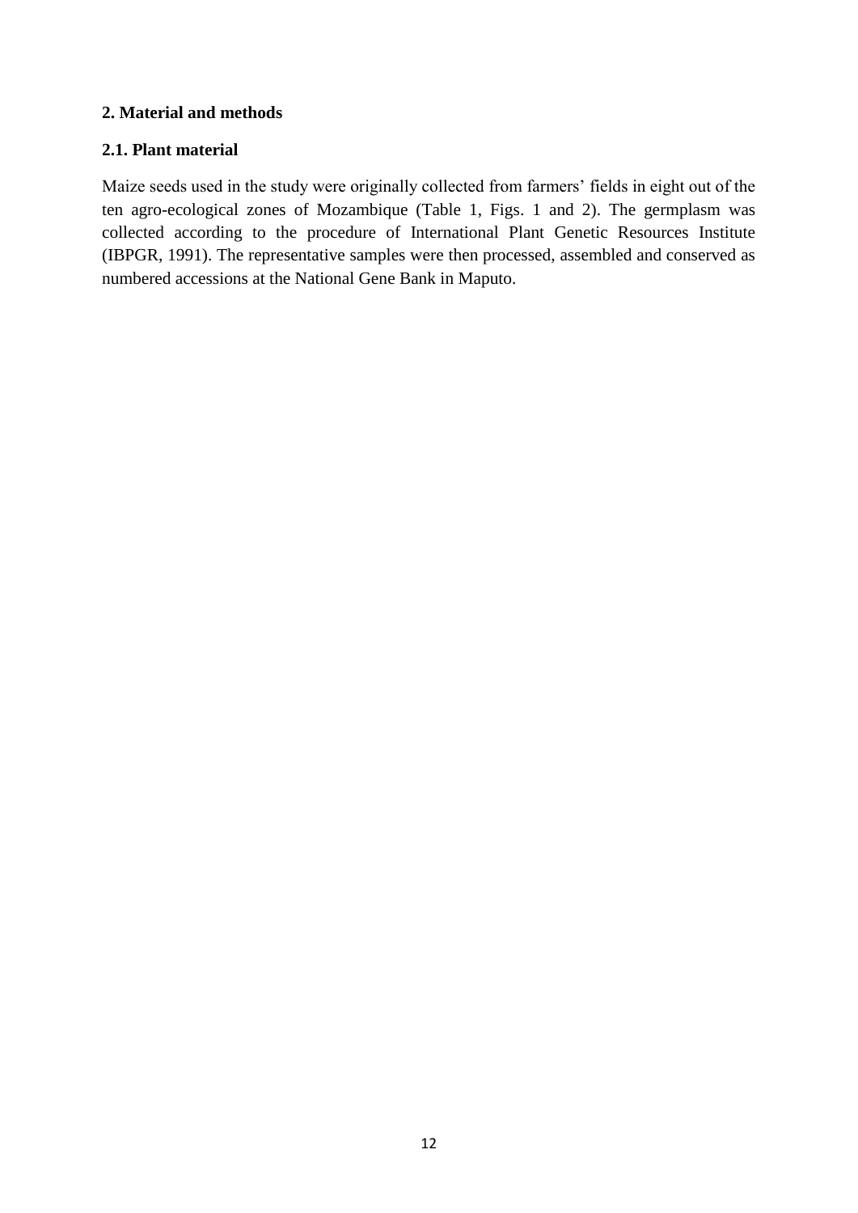## 2. Material and methods

### 2.1. Plant material

Maize seeds used in the study were originally collected from farmers' fields in eight out of the ten agro-ecological zones of Mozambique (Table 1, Figs. 1 and 2). The germplasm was collected according to the procedure of International Plant Genetic Resources Institute (IBPGR, 1991). The representative samples were then processed, assembled and conserved as numbered accessions at the National Gene Bank in Maputo.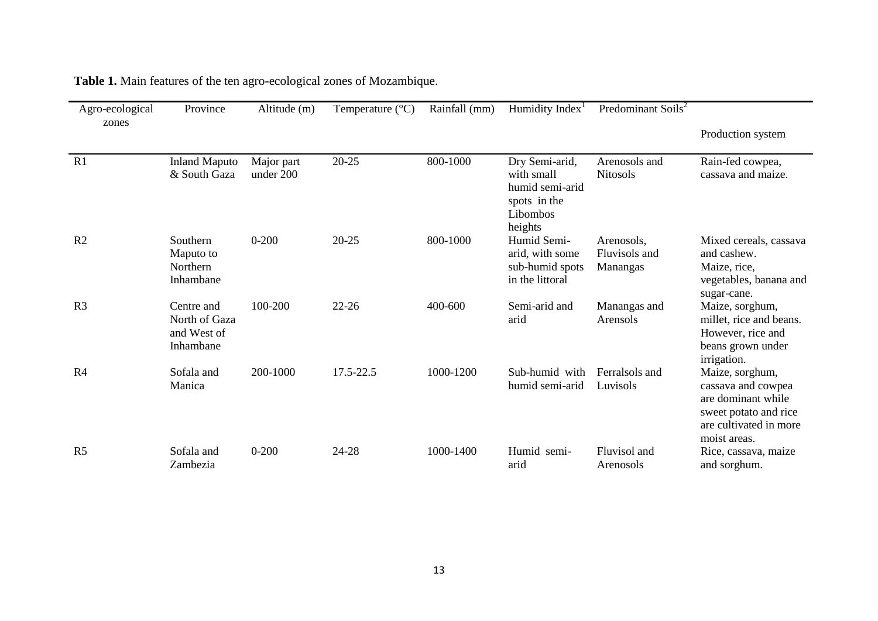**Table 1.** Main features of the ten agro-ecological zones of Mozambique.

| Agro-ecological zones | Province | Altitude (m) | Temperature (°C) | Rainfall (mm) | Humidity Index[1] | Predominant Soils[2] | Production system |
|---|---|---|---|---|---|---|---|
| R1 | Inland Maputo & South Gaza | Major part under 200 | 20-25 | 800-1000 | Dry Semi-arid, with small humid semi-arid spots in the Libombos heights | Arenosols and Nitosols | Rain-fed cowpea, cassava and maize. |
| R2 | Southern Maputo to Northern Inhambane | 0-200 | 20-25 | 800-1000 | Humid Semi-arid, with some sub-humid spots in the littoral | Arenosols, Fluvisols and Manangas | Mixed cereals, cassava and cashew. Maize, rice, vegetables, banana and sugar-cane. |
| R3 | Centre and North of Gaza and West of Inhambane | 100-200 | 22-26 | 400-600 | Semi-arid and arid | Manangas and Arensols | Maize, sorghum, millet, rice and beans. However, rice and beans grown under irrigation. |
| R4 | Sofala and Manica | 200-1000 | 17.5-22.5 | 1000-1200 | Sub-humid with humid semi-arid | Ferralsols and Luvisols | Maize, sorghum, cassava and cowpea are dominant while sweet potato and rice are cultivated in more moist areas. |
| R5 | Sofala and Zambezia | 0-200 | 24-28 | 1000-1400 | Humid semi-arid | Fluvisol and Arenosols | Rice, cassava, maize and sorghum. |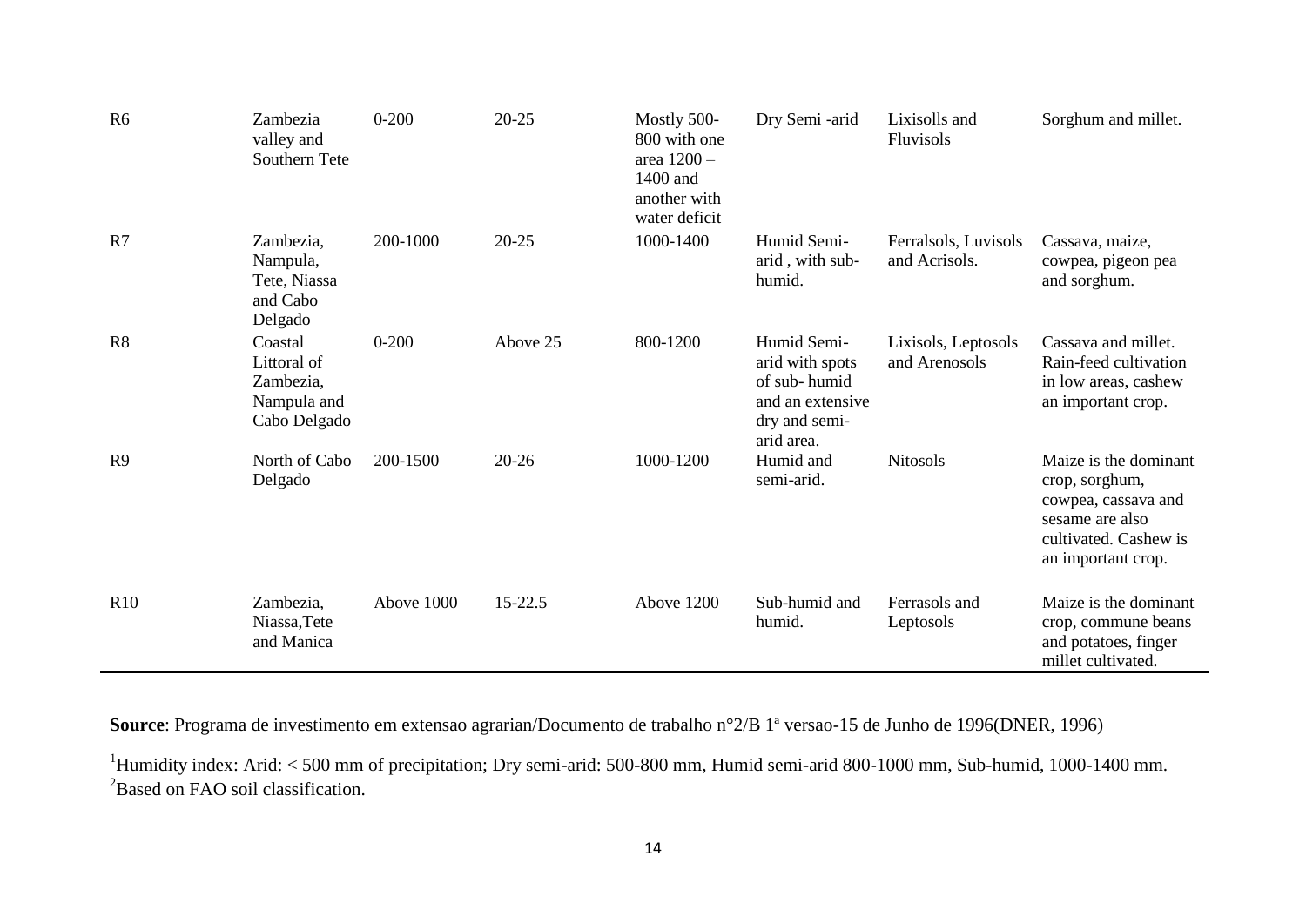| R6 | Zambezia valley and Southern Tete | 0-200 | 20-25 | Mostly 500-800 with one area 1200 – 1400 and another with water deficit | Dry Semi -arid | Lixisolls and Fluvisols | Sorghum and millet. |
|---|---|---|---|---|---|---|---|
| R7 | Zambezia, Nampula, Tete, Niassa and Cabo Delgado | 200-1000 | 20-25 | 1000-1400 | Humid Semi-arid , with sub-humid. | Ferralsols, Luvisols and Acrisols. | Cassava, maize, cowpea, pigeon pea and sorghum. |
| R8 | Coastal Littoral of Zambezia, Nampula and Cabo Delgado | 0-200 | Above 25 | 800-1200 | Humid Semi-arid with spots of sub- humid and an extensive dry and semi-arid area. | Lixisols, Leptosols and Arenosols | Cassava and millet. Rain-feed cultivation in low areas, cashew an important crop. |
| R9 | North of Cabo Delgado | 200-1500 | 20-26 | 1000-1200 | Humid and semi-arid. | Nitosols | Maize is the dominant crop, sorghum, cowpea, cassava and sesame are also cultivated. Cashew is an important crop. |
| R10 | Zambezia, Niassa,Tete and Manica | Above 1000 | 15-22.5 | Above 1200 | Sub-humid and humid. | Ferrasols and Leptosols | Maize is the dominant crop, commune beans and potatoes, finger millet cultivated. |

**Source**: Programa de investimento em extensao agrarian/Documento de trabalho n°2/B 1ª versao-15 de Junho de 1996(DNER, 1996)

[1]Humidity index: Arid: < 500 mm of precipitation; Dry semi-arid: 500-800 mm, Humid semi-arid 800-1000 mm, Sub-humid, 1000-1400 mm.
[2]Based on FAO soil classification.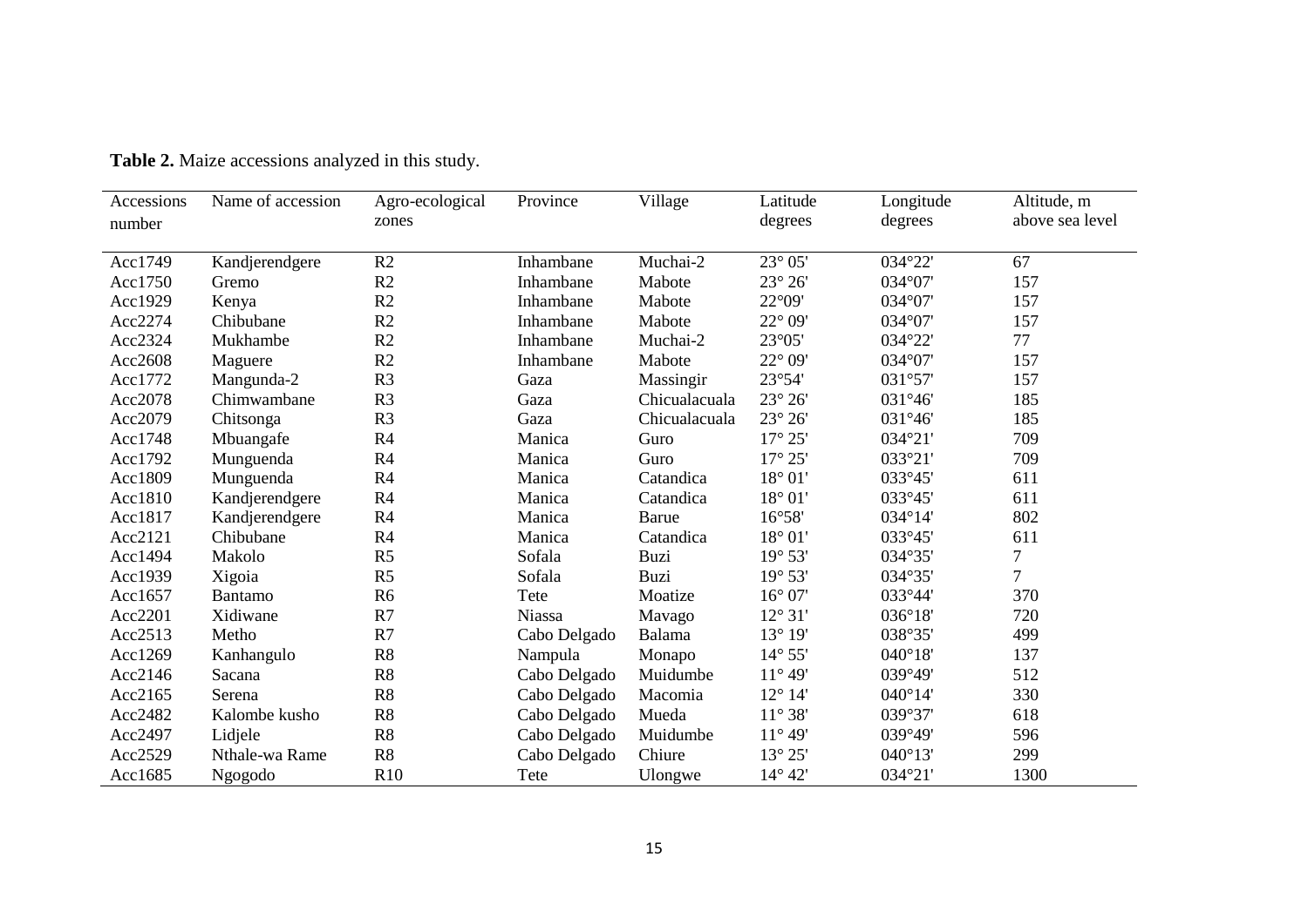**Table 2.** Maize accessions analyzed in this study.

| Accessions number | Name of accession | Agro-ecological zones | Province | Village | Latitude degrees | Longitude degrees | Altitude, m above sea level |
|---|---|---|---|---|---|---|---|
| Acc1749 | Kandjerendgere | R2 | Inhambane | Muchai-2 | 23° 05' | 034°22' | 67 |
| Acc1750 | Gremo | R2 | Inhambane | Mabote | 23° 26' | 034°07' | 157 |
| Acc1929 | Kenya | R2 | Inhambane | Mabote | 22°09' | 034°07' | 157 |
| Acc2274 | Chibubane | R2 | Inhambane | Mabote | 22° 09' | 034°07' | 157 |
| Acc2324 | Mukhambe | R2 | Inhambane | Muchai-2 | 23°05' | 034°22' | 77 |
| Acc2608 | Maguere | R2 | Inhambane | Mabote | 22° 09' | 034°07' | 157 |
| Acc1772 | Mangunda-2 | R3 | Gaza | Massingir | 23°54' | 031°57' | 157 |
| Acc2078 | Chimwambane | R3 | Gaza | Chicualacuala | 23° 26' | 031°46' | 185 |
| Acc2079 | Chitsonga | R3 | Gaza | Chicualacuala | 23° 26' | 031°46' | 185 |
| Acc1748 | Mbuangafe | R4 | Manica | Guro | 17° 25' | 034°21' | 709 |
| Acc1792 | Munguenda | R4 | Manica | Guro | 17° 25' | 033°21' | 709 |
| Acc1809 | Munguenda | R4 | Manica | Catandica | 18° 01' | 033°45' | 611 |
| Acc1810 | Kandjerendgere | R4 | Manica | Catandica | 18° 01' | 033°45' | 611 |
| Acc1817 | Kandjerendgere | R4 | Manica | Barue | 16°58' | 034°14' | 802 |
| Acc2121 | Chibubane | R4 | Manica | Catandica | 18° 01' | 033°45' | 611 |
| Acc1494 | Makolo | R5 | Sofala | Buzi | 19° 53' | 034°35' | 7 |
| Acc1939 | Xigoia | R5 | Sofala | Buzi | 19° 53' | 034°35' | 7 |
| Acc1657 | Bantamo | R6 | Tete | Moatize | 16° 07' | 033°44' | 370 |
| Acc2201 | Xidiwane | R7 | Niassa | Mavago | 12° 31' | 036°18' | 720 |
| Acc2513 | Metho | R7 | Cabo Delgado | Balama | 13° 19' | 038°35' | 499 |
| Acc1269 | Kanhangulo | R8 | Nampula | Monapo | 14° 55' | 040°18' | 137 |
| Acc2146 | Sacana | R8 | Cabo Delgado | Muidumbe | 11° 49' | 039°49' | 512 |
| Acc2165 | Serena | R8 | Cabo Delgado | Macomia | 12° 14' | 040°14' | 330 |
| Acc2482 | Kalombe kusho | R8 | Cabo Delgado | Mueda | 11° 38' | 039°37' | 618 |
| Acc2497 | Lidjele | R8 | Cabo Delgado | Muidumbe | 11° 49' | 039°49' | 596 |
| Acc2529 | Nthale-wa Rame | R8 | Cabo Delgado | Chiure | 13° 25' | 040°13' | 299 |
| Acc1685 | Ngogodo | R10 | Tete | Ulongwe | 14° 42' | 034°21' | 1300 |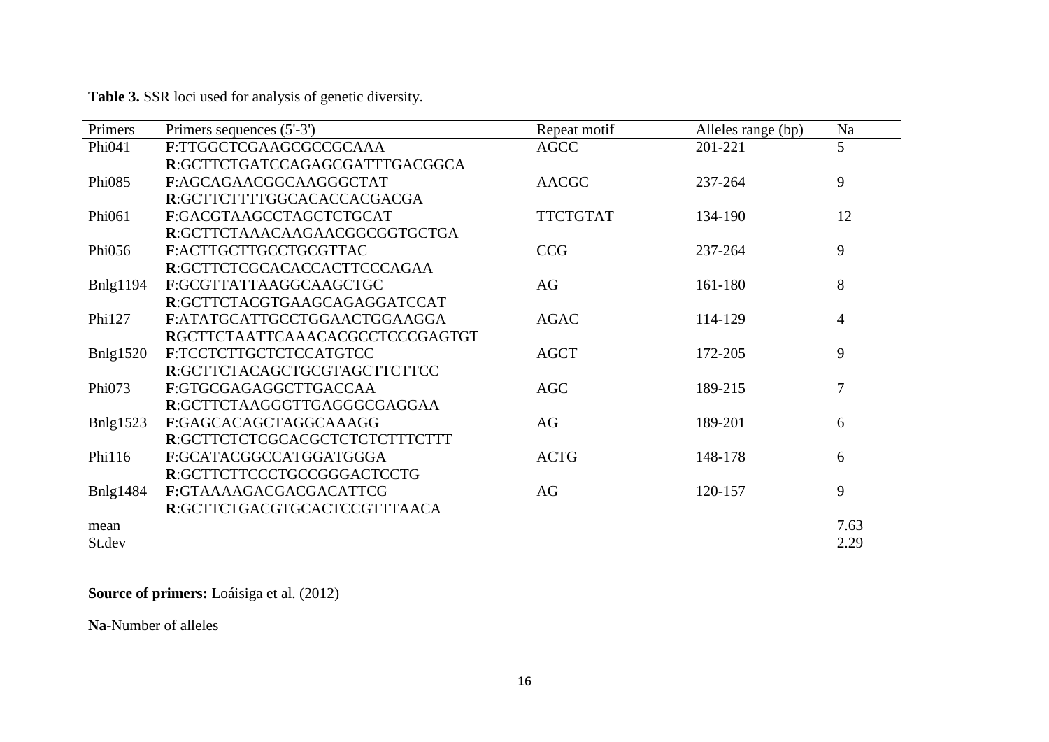**Table 3.** SSR loci used for analysis of genetic diversity.

| Primers | Primers sequences (5'-3') | Repeat motif | Alleles range (bp) | Na |
|---|---|---|---|---|
| Phi041 | **F**:TTGGCTCGAAGCGCCGCAAA<br>**R**:GCTTCTGATCCAGAGCGATTTGACGGCA | AGCC | 201-221 | 5 |
| Phi085 | **F**:AGCAGAACGGCAAGGGCTAT<br>**R**:GCTTCTTTTGGCACACCACGACGA | AACGC | 237-264 | 9 |
| Phi061 | **F**:GACGTAAGCCTAGCTCTGCAT<br>**R**:GCTTCTAAACAAGAACGGCGGTGCTGA | TTCTGTAT | 134-190 | 12 |
| Phi056 | **F**:ACTTGCTTGCCTGCGTTAC<br>**R**:GCTTCTCGCACACCACTTCCCAGAA | CCG | 237-264 | 9 |
| Bnlg1194 | **F**:GCGTTATTAAGGCAAGCTGC<br>**R**:GCTTCTACGTGAAGCAGAGGATCCAT | AG | 161-180 | 8 |
| Phi127 | **F**:ATATGCATTGCCTGGAACTGGAAGGA<br>**R**GCTTCTAATTCAAACACGCCTCCCGAGTGT | AGAC | 114-129 | 4 |
| Bnlg1520 | **F**:TCCTCTTGCTCTCCATGTCC<br>**R**:GCTTCTACAGCTGCGTAGCTTCTTCC | AGCT | 172-205 | 9 |
| Phi073 | **F**:GTGCGAGAGGCTTGACCAA<br>**R**:GCTTCTAAGGGTTGAGGGCGAGGAA | AGC | 189-215 | 7 |
| Bnlg1523 | **F**:GAGCACAGCTAGGCAAAGG<br>**R**:GCTTCTCTCGCACGCTCTCTCTTTCTTT | AG | 189-201 | 6 |
| Phi116 | **F**:GCATACGGCCATGGATGGGA<br>**R**:GCTTCTTCCCTGCCGGGACTCCTG | ACTG | 148-178 | 6 |
| Bnlg1484 | **F:**GTAAAAGACGACGACATTCG<br>**R**:GCTTCTGACGTGCACTCCGTTTAACA | AG | 120-157 | 9 |
| mean | | | | 7.63 |
| St.dev | | | | 2.29 |

**Source of primers:** Loáisiga et al. (2012)

**Na**-Number of alleles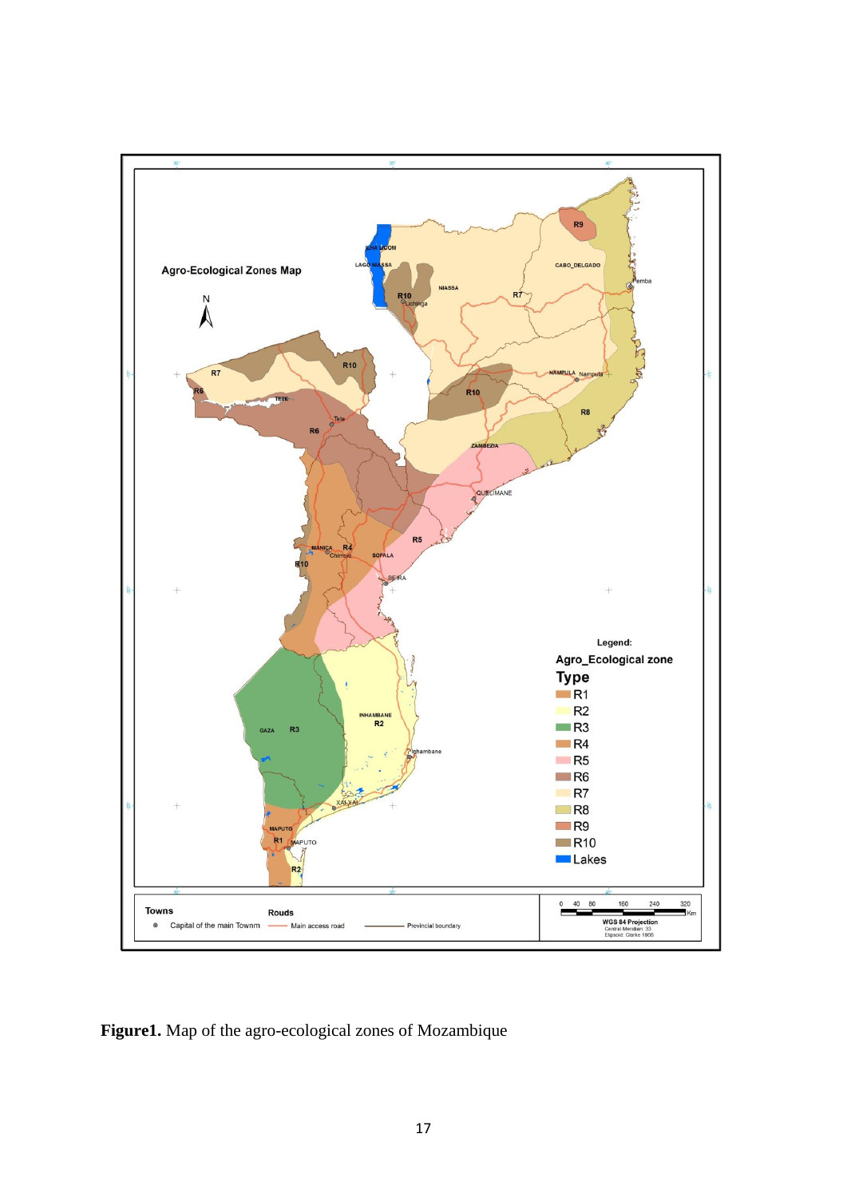**Figure1.** Map of the agro-ecological zones of Mozambique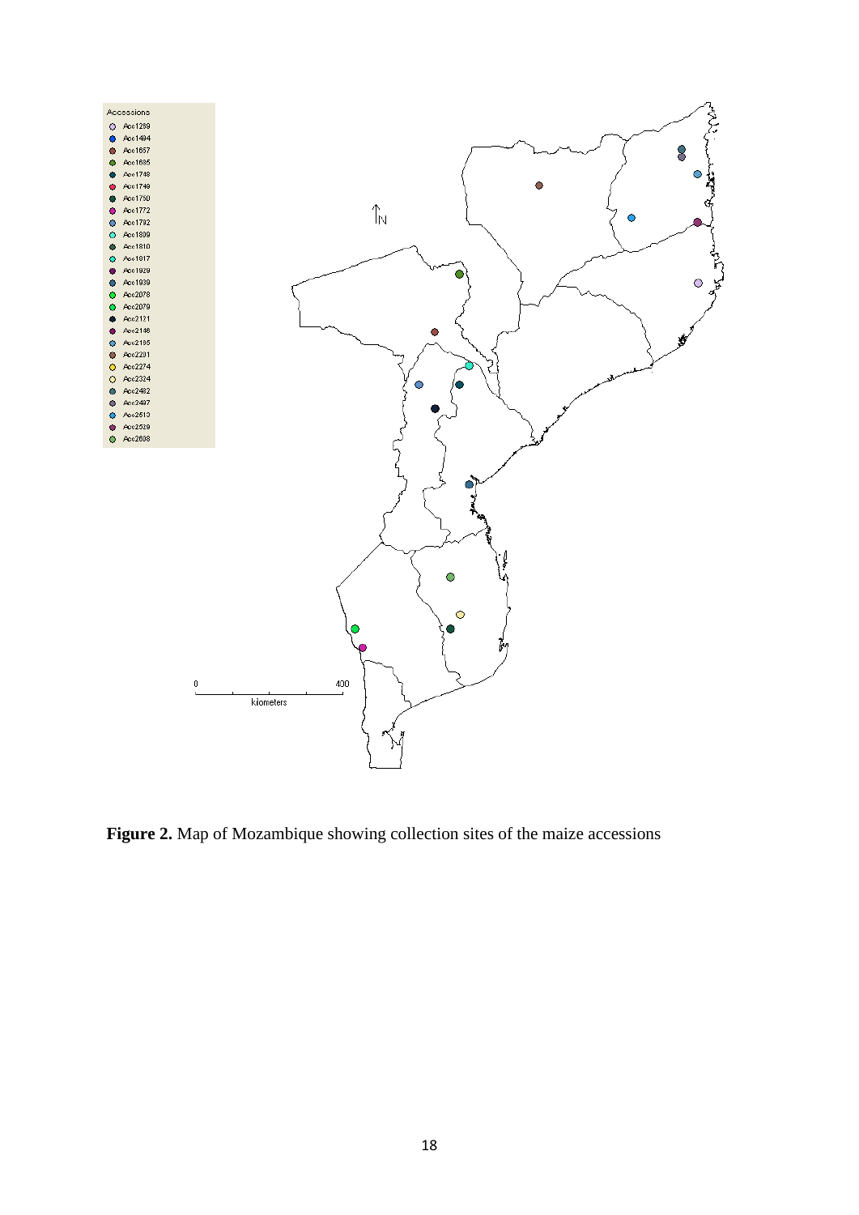**Figure 2.** Map of Mozambique showing collection sites of the maize accessions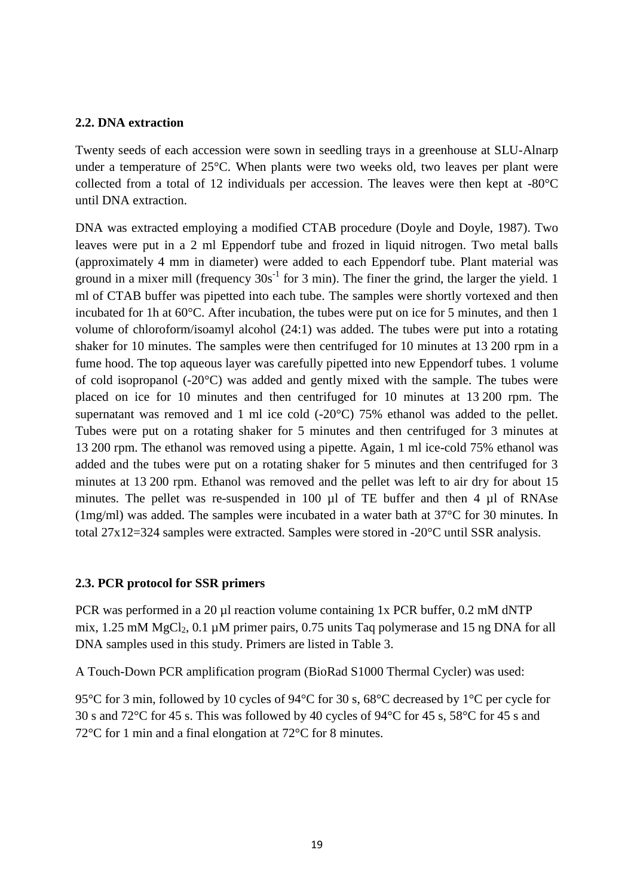## 2.2. DNA extraction

Twenty seeds of each accession were sown in seedling trays in a greenhouse at SLU-Alnarp under a temperature of 25°C. When plants were two weeks old, two leaves per plant were collected from a total of 12 individuals per accession. The leaves were then kept at -80°C until DNA extraction.

DNA was extracted employing a modified CTAB procedure (Doyle and Doyle, 1987). Two leaves were put in a 2 ml Eppendorf tube and frozed in liquid nitrogen. Two metal balls (approximately 4 mm in diameter) were added to each Eppendorf tube. Plant material was ground in a mixer mill (frequency $30s^{-1}$ for 3 min). The finer the grind, the larger the yield. 1 ml of CTAB buffer was pipetted into each tube. The samples were shortly vortexed and then incubated for 1h at 60°C. After incubation, the tubes were put on ice for 5 minutes, and then 1 volume of chloroform/isoamyl alcohol (24:1) was added. The tubes were put into a rotating shaker for 10 minutes. The samples were then centrifuged for 10 minutes at 13 200 rpm in a fume hood. The top aqueous layer was carefully pipetted into new Eppendorf tubes. 1 volume of cold isopropanol (-20°C) was added and gently mixed with the sample. The tubes were placed on ice for 10 minutes and then centrifuged for 10 minutes at 13 200 rpm. The supernatant was removed and 1 ml ice cold (-20°C) 75% ethanol was added to the pellet. Tubes were put on a rotating shaker for 5 minutes and then centrifuged for 3 minutes at 13 200 rpm. The ethanol was removed using a pipette. Again, 1 ml ice-cold 75% ethanol was added and the tubes were put on a rotating shaker for 5 minutes and then centrifuged for 3 minutes at 13 200 rpm. Ethanol was removed and the pellet was left to air dry for about 15 minutes. The pellet was re-suspended in 100 µl of TE buffer and then 4 µl of RNAse (1mg/ml) was added. The samples were incubated in a water bath at 37°C for 30 minutes. In total 27x12=324 samples were extracted. Samples were stored in -20°C until SSR analysis.

## 2.3. PCR protocol for SSR primers

PCR was performed in a 20 µl reaction volume containing 1x PCR buffer, 0.2 mM dNTP mix, 1.25 mM $MgCl_2$, 0.1 µM primer pairs, 0.75 units Taq polymerase and 15 ng DNA for all DNA samples used in this study. Primers are listed in Table 3.

A Touch-Down PCR amplification program (BioRad S1000 Thermal Cycler) was used:

95°C for 3 min, followed by 10 cycles of 94°C for 30 s, 68°C decreased by 1°C per cycle for 30 s and 72°C for 45 s. This was followed by 40 cycles of 94°C for 45 s, 58°C for 45 s and 72°C for 1 min and a final elongation at 72°C for 8 minutes.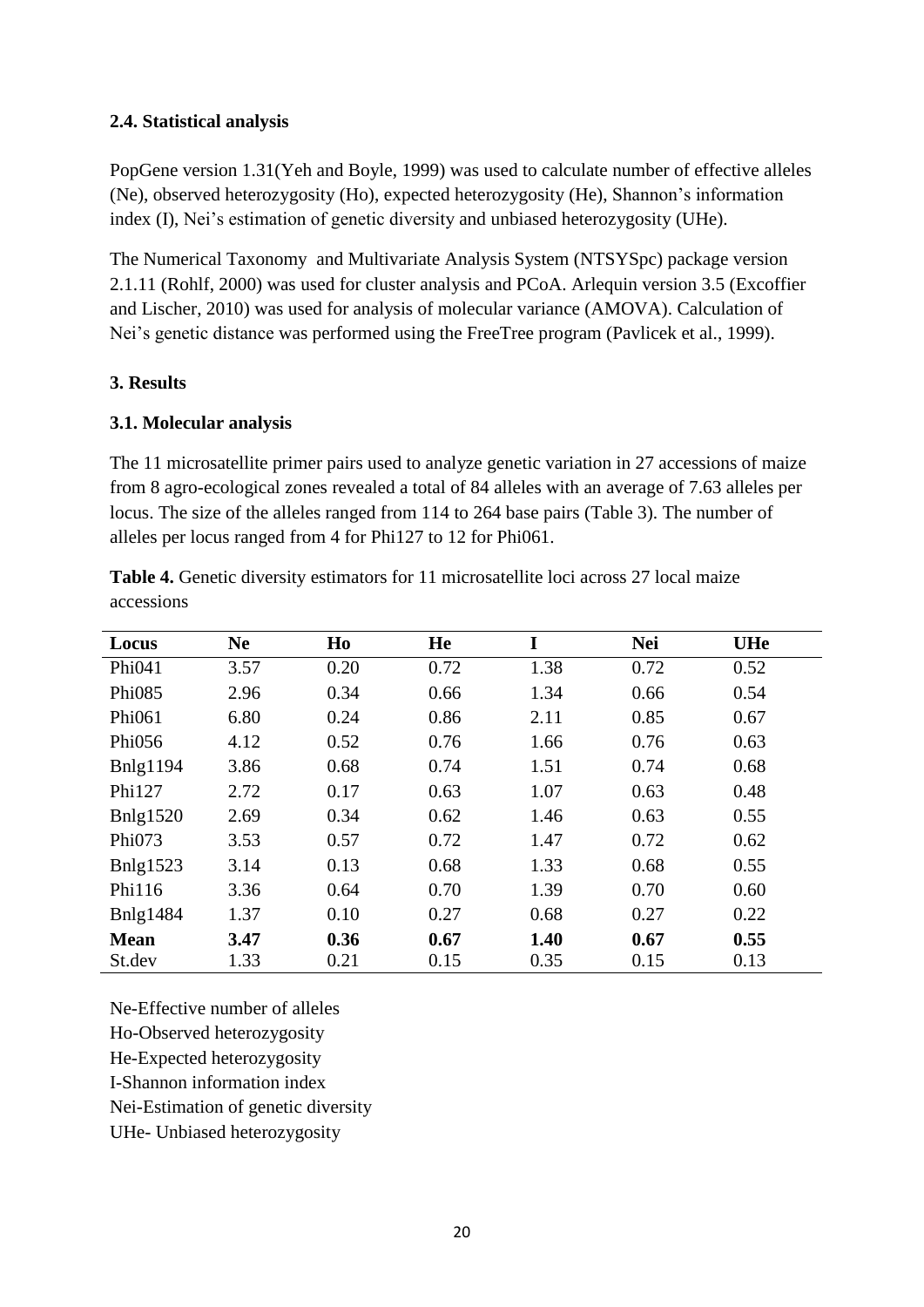### 2.4. Statistical analysis

PopGene version 1.31(Yeh and Boyle, 1999) was used to calculate number of effective alleles (Ne), observed heterozygosity (Ho), expected heterozygosity (He), Shannon's information index (I), Nei's estimation of genetic diversity and unbiased heterozygosity (UHe).

The Numerical Taxonomy and Multivariate Analysis System (NTSYSpc) package version 2.1.11 (Rohlf, 2000) was used for cluster analysis and PCoA. Arlequin version 3.5 (Excoffier and Lischer, 2010) was used for analysis of molecular variance (AMOVA). Calculation of Nei's genetic distance was performed using the FreeTree program (Pavlicek et al., 1999).

## 3. Results

### 3.1. Molecular analysis

The 11 microsatellite primer pairs used to analyze genetic variation in 27 accessions of maize from 8 agro-ecological zones revealed a total of 84 alleles with an average of 7.63 alleles per locus. The size of the alleles ranged from 114 to 264 base pairs (Table 3). The number of alleles per locus ranged from 4 for Phi127 to 12 for Phi061.

**Table 4.** Genetic diversity estimators for 11 microsatellite loci across 27 local maize accessions

| Locus | Ne | Ho | He | I | Nei | UHe |
|---|---|---|---|---|---|---|
| Phi041 | 3.57 | 0.20 | 0.72 | 1.38 | 0.72 | 0.52 |
| Phi085 | 2.96 | 0.34 | 0.66 | 1.34 | 0.66 | 0.54 |
| Phi061 | 6.80 | 0.24 | 0.86 | 2.11 | 0.85 | 0.67 |
| Phi056 | 4.12 | 0.52 | 0.76 | 1.66 | 0.76 | 0.63 |
| Bnlg1194 | 3.86 | 0.68 | 0.74 | 1.51 | 0.74 | 0.68 |
| Phi127 | 2.72 | 0.17 | 0.63 | 1.07 | 0.63 | 0.48 |
| Bnlg1520 | 2.69 | 0.34 | 0.62 | 1.46 | 0.63 | 0.55 |
| Phi073 | 3.53 | 0.57 | 0.72 | 1.47 | 0.72 | 0.62 |
| Bnlg1523 | 3.14 | 0.13 | 0.68 | 1.33 | 0.68 | 0.55 |
| Phi116 | 3.36 | 0.64 | 0.70 | 1.39 | 0.70 | 0.60 |
| Bnlg1484 | 1.37 | 0.10 | 0.27 | 0.68 | 0.27 | 0.22 |
| **Mean** | **3.47** | **0.36** | **0.67** | **1.40** | **0.67** | **0.55** |
| St.dev | 1.33 | 0.21 | 0.15 | 0.35 | 0.15 | 0.13 |

Ne-Effective number of alleles  
Ho-Observed heterozygosity  
He-Expected heterozygosity  
I-Shannon information index  
Nei-Estimation of genetic diversity  
UHe- Unbiased heterozygosity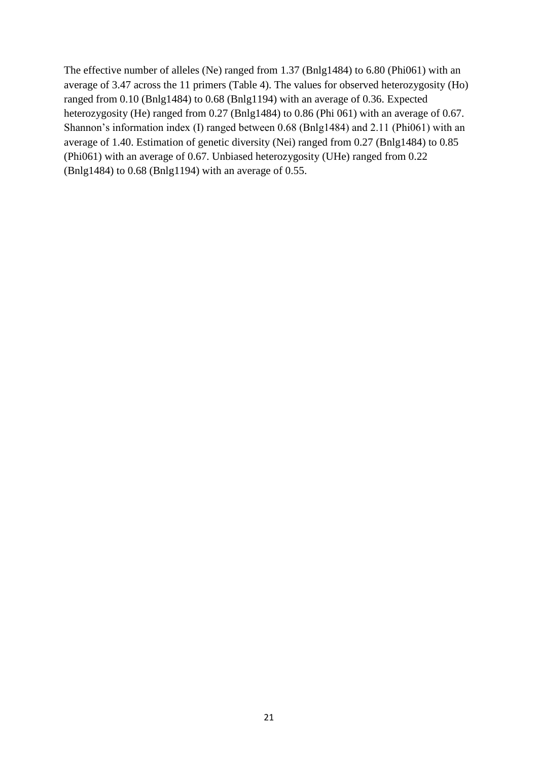The effective number of alleles (Ne) ranged from 1.37 (Bnlg1484) to 6.80 (Phi061) with an average of 3.47 across the 11 primers (Table 4). The values for observed heterozygosity (Ho) ranged from 0.10 (Bnlg1484) to 0.68 (Bnlg1194) with an average of 0.36. Expected heterozygosity (He) ranged from 0.27 (Bnlg1484) to 0.86 (Phi 061) with an average of 0.67. Shannon's information index (I) ranged between 0.68 (Bnlg1484) and 2.11 (Phi061) with an average of 1.40. Estimation of genetic diversity (Nei) ranged from 0.27 (Bnlg1484) to 0.85 (Phi061) with an average of 0.67. Unbiased heterozygosity (UHe) ranged from 0.22 (Bnlg1484) to 0.68 (Bnlg1194) with an average of 0.55.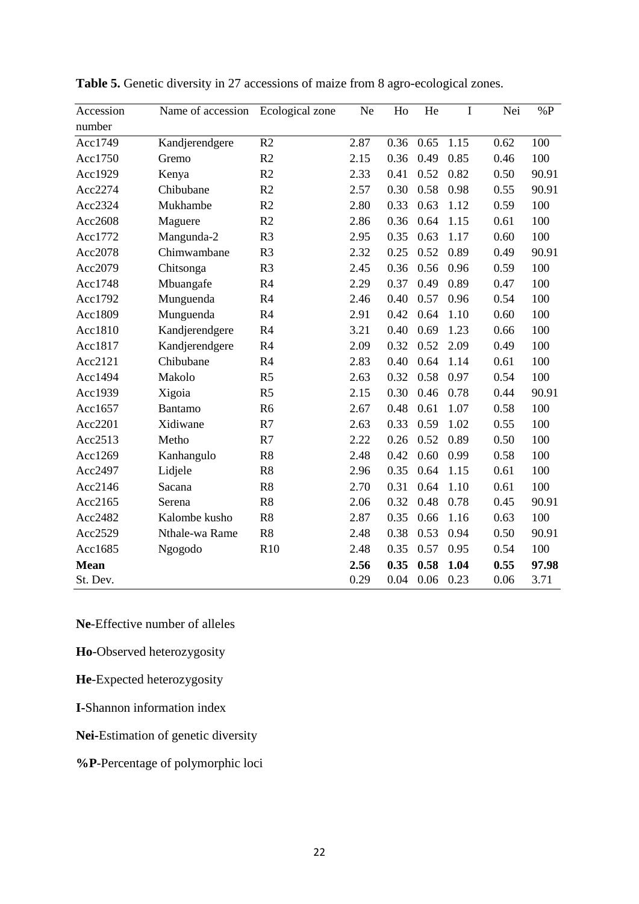**Table 5.** Genetic diversity in 27 accessions of maize from 8 agro-ecological zones.

| Accession number | Name of accession | Ecological zone | Ne | Ho | He | I | Nei | %P |
|---|---|---|---|---|---|---|---|---|
| Acc1749 | Kandjerendgere | R2 | 2.87 | 0.36 | 0.65 | 1.15 | 0.62 | 100 |
| Acc1750 | Gremo | R2 | 2.15 | 0.36 | 0.49 | 0.85 | 0.46 | 100 |
| Acc1929 | Kenya | R2 | 2.33 | 0.41 | 0.52 | 0.82 | 0.50 | 90.91 |
| Acc2274 | Chibubane | R2 | 2.57 | 0.30 | 0.58 | 0.98 | 0.55 | 90.91 |
| Acc2324 | Mukhambe | R2 | 2.80 | 0.33 | 0.63 | 1.12 | 0.59 | 100 |
| Acc2608 | Maguere | R2 | 2.86 | 0.36 | 0.64 | 1.15 | 0.61 | 100 |
| Acc1772 | Mangunda-2 | R3 | 2.95 | 0.35 | 0.63 | 1.17 | 0.60 | 100 |
| Acc2078 | Chimwambane | R3 | 2.32 | 0.25 | 0.52 | 0.89 | 0.49 | 90.91 |
| Acc2079 | Chitsonga | R3 | 2.45 | 0.36 | 0.56 | 0.96 | 0.59 | 100 |
| Acc1748 | Mbuangafe | R4 | 2.29 | 0.37 | 0.49 | 0.89 | 0.47 | 100 |
| Acc1792 | Munguenda | R4 | 2.46 | 0.40 | 0.57 | 0.96 | 0.54 | 100 |
| Acc1809 | Munguenda | R4 | 2.91 | 0.42 | 0.64 | 1.10 | 0.60 | 100 |
| Acc1810 | Kandjerendgere | R4 | 3.21 | 0.40 | 0.69 | 1.23 | 0.66 | 100 |
| Acc1817 | Kandjerendgere | R4 | 2.09 | 0.32 | 0.52 | 2.09 | 0.49 | 100 |
| Acc2121 | Chibubane | R4 | 2.83 | 0.40 | 0.64 | 1.14 | 0.61 | 100 |
| Acc1494 | Makolo | R5 | 2.63 | 0.32 | 0.58 | 0.97 | 0.54 | 100 |
| Acc1939 | Xigoia | R5 | 2.15 | 0.30 | 0.46 | 0.78 | 0.44 | 90.91 |
| Acc1657 | Bantamo | R6 | 2.67 | 0.48 | 0.61 | 1.07 | 0.58 | 100 |
| Acc2201 | Xidiwane | R7 | 2.63 | 0.33 | 0.59 | 1.02 | 0.55 | 100 |
| Acc2513 | Metho | R7 | 2.22 | 0.26 | 0.52 | 0.89 | 0.50 | 100 |
| Acc1269 | Kanhangulo | R8 | 2.48 | 0.42 | 0.60 | 0.99 | 0.58 | 100 |
| Acc2497 | Lidjele | R8 | 2.96 | 0.35 | 0.64 | 1.15 | 0.61 | 100 |
| Acc2146 | Sacana | R8 | 2.70 | 0.31 | 0.64 | 1.10 | 0.61 | 100 |
| Acc2165 | Serena | R8 | 2.06 | 0.32 | 0.48 | 0.78 | 0.45 | 90.91 |
| Acc2482 | Kalombe kusho | R8 | 2.87 | 0.35 | 0.66 | 1.16 | 0.63 | 100 |
| Acc2529 | Nthale-wa Rame | R8 | 2.48 | 0.38 | 0.53 | 0.94 | 0.50 | 90.91 |
| Acc1685 | Ngogodo | R10 | 2.48 | 0.35 | 0.57 | 0.95 | 0.54 | 100 |
| **Mean** | | | **2.56** | **0.35** | **0.58** | **1.04** | **0.55** | **97.98** |
| St. Dev. | | | 0.29 | 0.04 | 0.06 | 0.23 | 0.06 | 3.71 |

**Ne**-Effective number of alleles

**Ho**-Observed heterozygosity

**He**-Expected heterozygosity

**I**-Shannon information index

**Nei**-Estimation of genetic diversity

**%P**-Percentage of polymorphic loci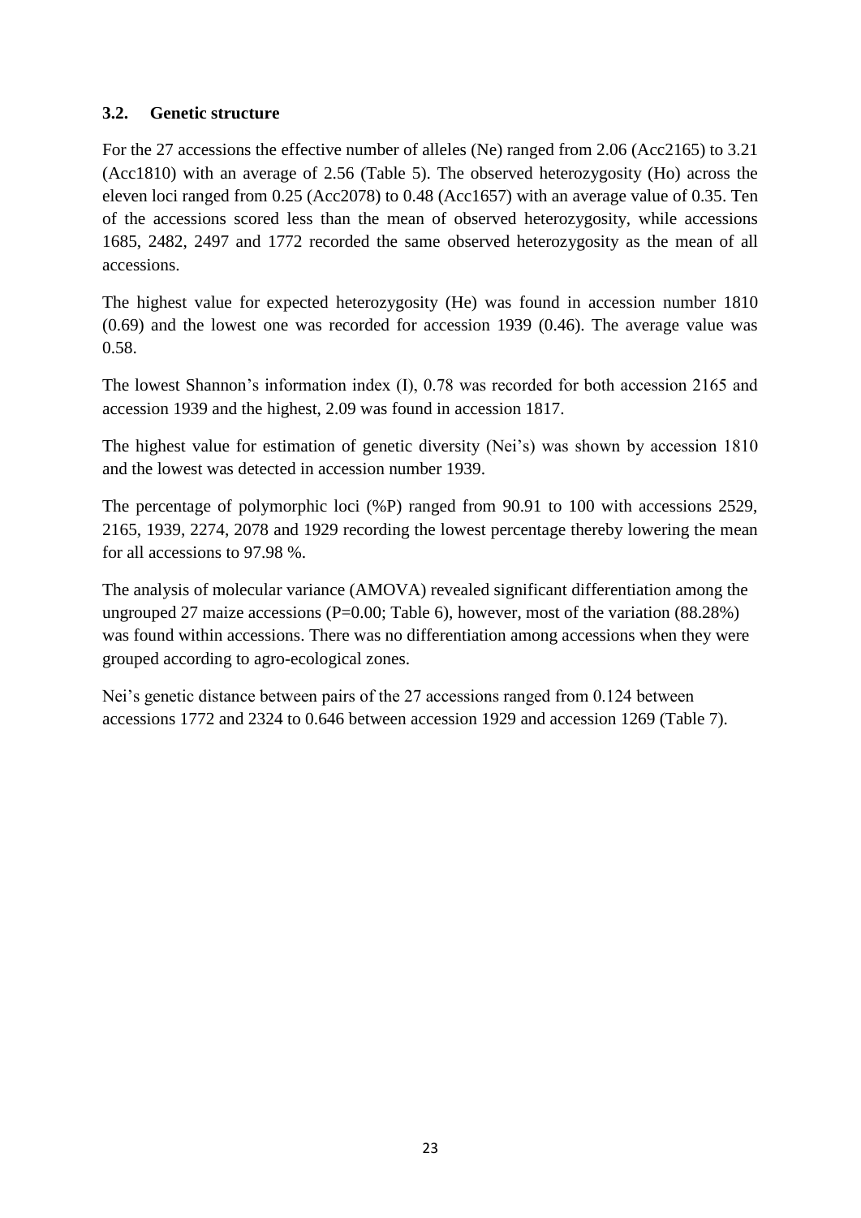### 3.2. Genetic structure

For the 27 accessions the effective number of alleles (Ne) ranged from 2.06 (Acc2165) to 3.21 (Acc1810) with an average of 2.56 (Table 5). The observed heterozygosity (Ho) across the eleven loci ranged from 0.25 (Acc2078) to 0.48 (Acc1657) with an average value of 0.35. Ten of the accessions scored less than the mean of observed heterozygosity, while accessions 1685, 2482, 2497 and 1772 recorded the same observed heterozygosity as the mean of all accessions.

The highest value for expected heterozygosity (He) was found in accession number 1810 (0.69) and the lowest one was recorded for accession 1939 (0.46). The average value was 0.58.

The lowest Shannon's information index (I), 0.78 was recorded for both accession 2165 and accession 1939 and the highest, 2.09 was found in accession 1817.

The highest value for estimation of genetic diversity (Nei's) was shown by accession 1810 and the lowest was detected in accession number 1939.

The percentage of polymorphic loci (%P) ranged from 90.91 to 100 with accessions 2529, 2165, 1939, 2274, 2078 and 1929 recording the lowest percentage thereby lowering the mean for all accessions to 97.98 %.

The analysis of molecular variance (AMOVA) revealed significant differentiation among the ungrouped 27 maize accessions (P=0.00; Table 6), however, most of the variation (88.28%) was found within accessions. There was no differentiation among accessions when they were grouped according to agro-ecological zones.

Nei's genetic distance between pairs of the 27 accessions ranged from 0.124 between accessions 1772 and 2324 to 0.646 between accession 1929 and accession 1269 (Table 7).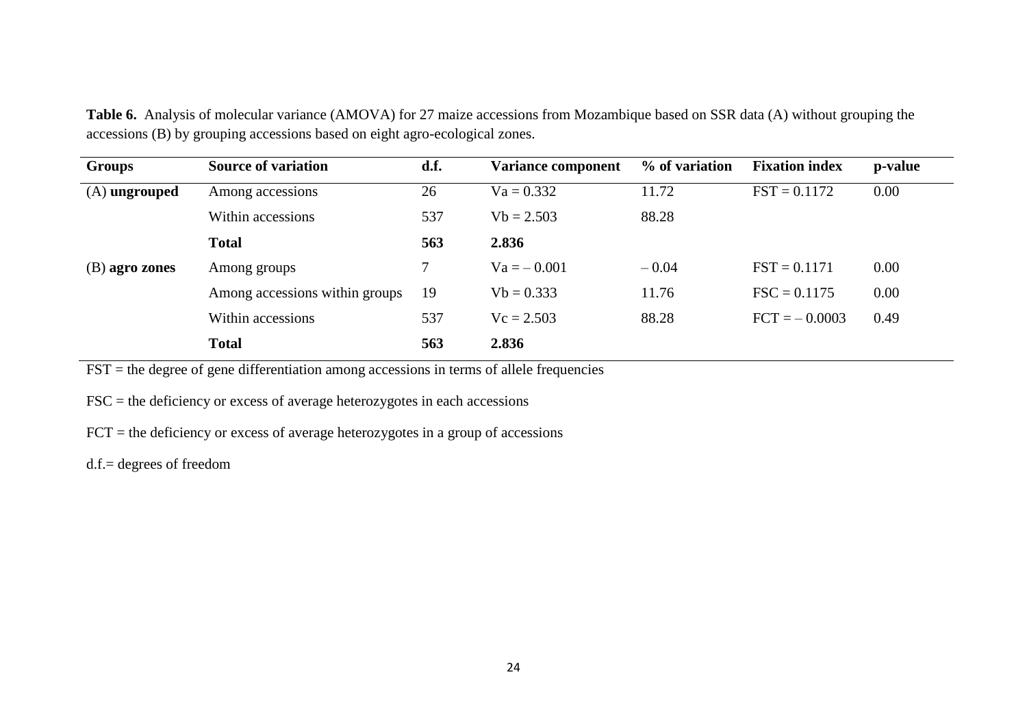**Table 6.** Analysis of molecular variance (AMOVA) for 27 maize accessions from Mozambique based on SSR data (A) without grouping the accessions (B) by grouping accessions based on eight agro-ecological zones.

| Groups | Source of variation | d.f. | Variance component | % of variation | Fixation index | p-value |
|---|---|---|---|---|---|---|
| (A) **ungrouped** | Among accessions | 26 | Va = 0.332 | 11.72 | FST = 0.1172 | 0.00 |
| | Within accessions | 537 | Vb = 2.503 | 88.28 | | |
| | **Total** | **563** | **2.836** | | | |
| (B) **agro zones** | Among groups | 7 | Va = – 0.001 | – 0.04 | FST = 0.1171 | 0.00 |
| | Among accessions within groups | 19 | Vb = 0.333 | 11.76 | FSC = 0.1175 | 0.00 |
| | Within accessions | 537 | Vc = 2.503 | 88.28 | FCT = – 0.0003 | 0.49 |
| | **Total** | **563** | **2.836** | | | |

FST = the degree of gene differentiation among accessions in terms of allele frequencies

FSC = the deficiency or excess of average heterozygotes in each accessions

FCT = the deficiency or excess of average heterozygotes in a group of accessions

d.f.= degrees of freedom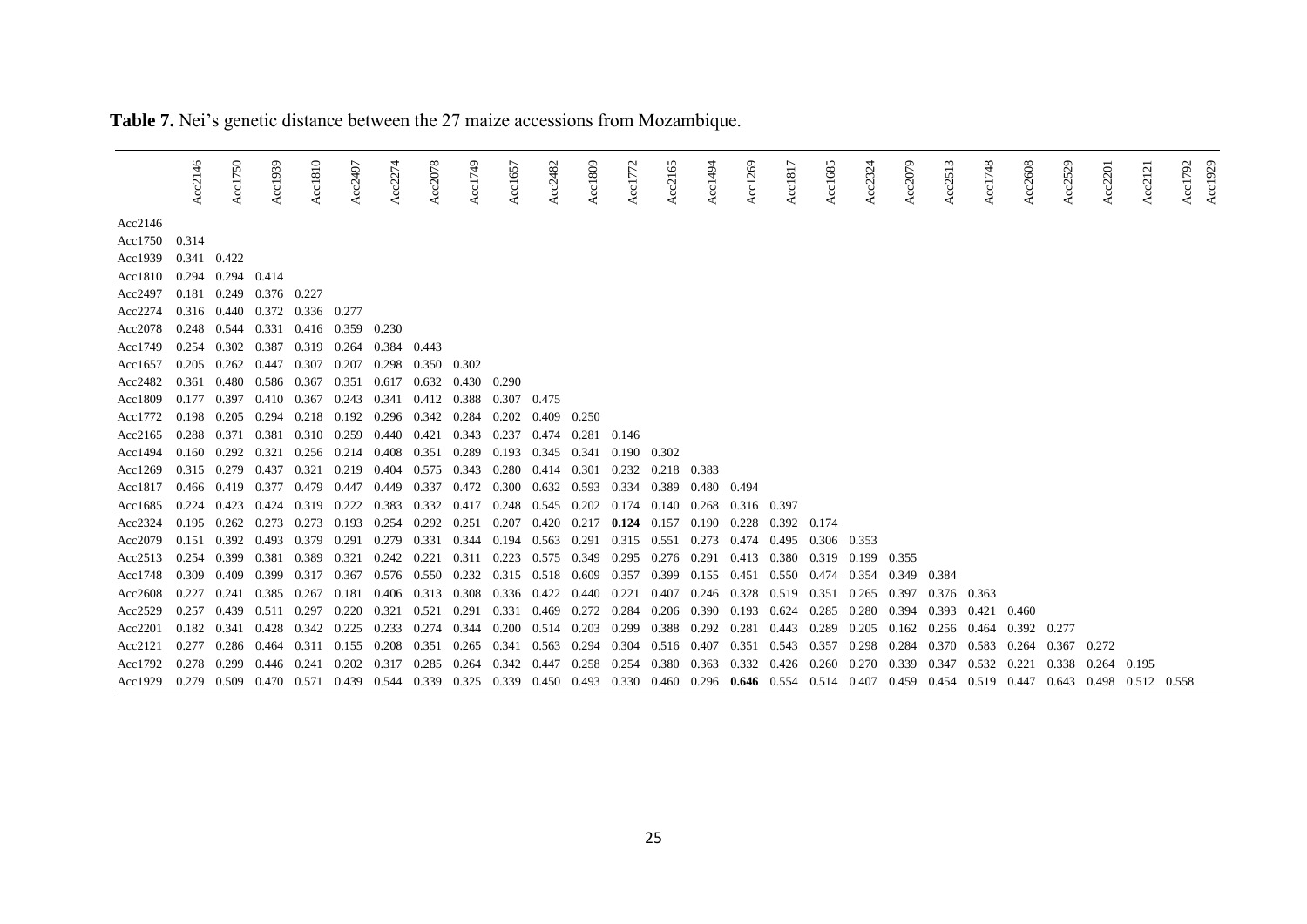**Table 7.** Nei's genetic distance between the 27 maize accessions from Mozambique.

| | Acc2146 | Acc1750 | Acc1939 | Acc1810 | Acc2497 | Acc2274 | Acc2078 | Acc1749 | Acc1657 | Acc2482 | Acc1809 | Acc1772 | Acc2165 | Acc1494 | Acc1269 | Acc1817 | Acc1685 | Acc2324 | Acc2079 | Acc2513 | Acc1748 | Acc2608 | Acc2529 | Acc2201 | Acc2121 | Acc1792 | Acc1929 |
|---|---|---|---|---|---|---|---|---|---|---|---|---|---|---|---|---|---|---|---|---|---|---|---|---|---|---|---|
| Acc2146 | | | | | | | | | | | | | | | | | | | | | | | | | | | |
| Acc1750 | 0.314 | | | | | | | | | | | | | | | | | | | | | | | | | | |
| Acc1939 | 0.341 | 0.422 | | | | | | | | | | | | | | | | | | | | | | | | | |
| Acc1810 | 0.294 | 0.294 | 0.414 | | | | | | | | | | | | | | | | | | | | | | | | |
| Acc2497 | 0.181 | 0.249 | 0.376 | 0.227 | | | | | | | | | | | | | | | | | | | | | | | |
| Acc2274 | 0.316 | 0.440 | 0.372 | 0.336 | 0.277 | | | | | | | | | | | | | | | | | | | | | | |
| Acc2078 | 0.248 | 0.544 | 0.331 | 0.416 | 0.359 | 0.230 | | | | | | | | | | | | | | | | | | | | | |
| Acc1749 | 0.254 | 0.302 | 0.387 | 0.319 | 0.264 | 0.384 | 0.443 | | | | | | | | | | | | | | | | | | | | |
| Acc1657 | 0.205 | 0.262 | 0.447 | 0.307 | 0.207 | 0.298 | 0.350 | 0.302 | | | | | | | | | | | | | | | | | | | |
| Acc2482 | 0.361 | 0.480 | 0.586 | 0.367 | 0.351 | 0.617 | 0.632 | 0.430 | 0.290 | | | | | | | | | | | | | | | | | | |
| Acc1809 | 0.177 | 0.397 | 0.410 | 0.367 | 0.243 | 0.341 | 0.412 | 0.388 | 0.307 | 0.475 | | | | | | | | | | | | | | | | | |
| Acc1772 | 0.198 | 0.205 | 0.294 | 0.218 | 0.192 | 0.296 | 0.342 | 0.284 | 0.202 | 0.409 | 0.250 | | | | | | | | | | | | | | | | |
| Acc2165 | 0.288 | 0.371 | 0.381 | 0.310 | 0.259 | 0.440 | 0.421 | 0.343 | 0.237 | 0.474 | 0.281 | 0.146 | | | | | | | | | | | | | | | |
| Acc1494 | 0.160 | 0.292 | 0.321 | 0.256 | 0.214 | 0.408 | 0.351 | 0.289 | 0.193 | 0.345 | 0.341 | 0.190 | 0.302 | | | | | | | | | | | | | | |
| Acc1269 | 0.315 | 0.279 | 0.437 | 0.321 | 0.219 | 0.404 | 0.575 | 0.343 | 0.280 | 0.414 | 0.301 | 0.232 | 0.218 | 0.383 | | | | | | | | | | | | | |
| Acc1817 | 0.466 | 0.419 | 0.377 | 0.479 | 0.447 | 0.449 | 0.337 | 0.472 | 0.300 | 0.632 | 0.593 | 0.334 | 0.389 | 0.480 | 0.494 | | | | | | | | | | | | |
| Acc1685 | 0.224 | 0.423 | 0.424 | 0.319 | 0.222 | 0.383 | 0.332 | 0.417 | 0.248 | 0.545 | 0.202 | 0.174 | 0.140 | 0.268 | 0.316 | 0.397 | | | | | | | | | | | |
| Acc2324 | 0.195 | 0.262 | 0.273 | 0.273 | 0.193 | 0.254 | 0.292 | 0.251 | 0.207 | 0.420 | 0.217 | **0.124** | 0.157 | 0.190 | 0.228 | 0.392 | 0.174 | | | | | | | | | | |
| Acc2079 | 0.151 | 0.392 | 0.493 | 0.379 | 0.291 | 0.279 | 0.331 | 0.344 | 0.194 | 0.563 | 0.291 | 0.315 | 0.551 | 0.273 | 0.474 | 0.495 | 0.306 | 0.353 | | | | | | | | | |
| Acc2513 | 0.254 | 0.399 | 0.381 | 0.389 | 0.321 | 0.242 | 0.221 | 0.311 | 0.223 | 0.575 | 0.349 | 0.295 | 0.276 | 0.291 | 0.413 | 0.380 | 0.319 | 0.199 | 0.355 | | | | | | | | |
| Acc1748 | 0.309 | 0.409 | 0.399 | 0.317 | 0.367 | 0.576 | 0.550 | 0.232 | 0.315 | 0.518 | 0.609 | 0.357 | 0.399 | 0.155 | 0.451 | 0.550 | 0.474 | 0.354 | 0.349 | 0.384 | | | | | | | |
| Acc2608 | 0.227 | 0.241 | 0.385 | 0.267 | 0.181 | 0.406 | 0.313 | 0.308 | 0.336 | 0.422 | 0.440 | 0.221 | 0.407 | 0.246 | 0.328 | 0.519 | 0.351 | 0.265 | 0.397 | 0.376 | 0.363 | | | | | | |
| Acc2529 | 0.257 | 0.439 | 0.511 | 0.297 | 0.220 | 0.321 | 0.521 | 0.291 | 0.331 | 0.469 | 0.272 | 0.284 | 0.206 | 0.390 | 0.193 | 0.624 | 0.285 | 0.280 | 0.394 | 0.393 | 0.421 | 0.460 | | | | | |
| Acc2201 | 0.182 | 0.341 | 0.428 | 0.342 | 0.225 | 0.233 | 0.274 | 0.344 | 0.200 | 0.514 | 0.203 | 0.299 | 0.388 | 0.292 | 0.281 | 0.443 | 0.289 | 0.205 | 0.162 | 0.256 | 0.464 | 0.392 | 0.277 | | | | |
| Acc2121 | 0.277 | 0.286 | 0.464 | 0.311 | 0.155 | 0.208 | 0.351 | 0.265 | 0.341 | 0.563 | 0.294 | 0.304 | 0.516 | 0.407 | 0.351 | 0.543 | 0.357 | 0.298 | 0.284 | 0.370 | 0.583 | 0.264 | 0.367 | 0.272 | | | |
| Acc1792 | 0.278 | 0.299 | 0.446 | 0.241 | 0.202 | 0.317 | 0.285 | 0.264 | 0.342 | 0.447 | 0.258 | 0.254 | 0.380 | 0.363 | 0.332 | 0.426 | 0.260 | 0.270 | 0.339 | 0.347 | 0.532 | 0.221 | 0.338 | 0.264 | 0.195 | | |
| Acc1929 | 0.279 | 0.509 | 0.470 | 0.571 | 0.439 | 0.544 | 0.339 | 0.325 | 0.339 | 0.450 | 0.493 | 0.330 | 0.460 | 0.296 | **0.646** | 0.554 | 0.514 | 0.407 | 0.459 | 0.454 | 0.519 | 0.447 | 0.643 | 0.498 | 0.512 | 0.558 | |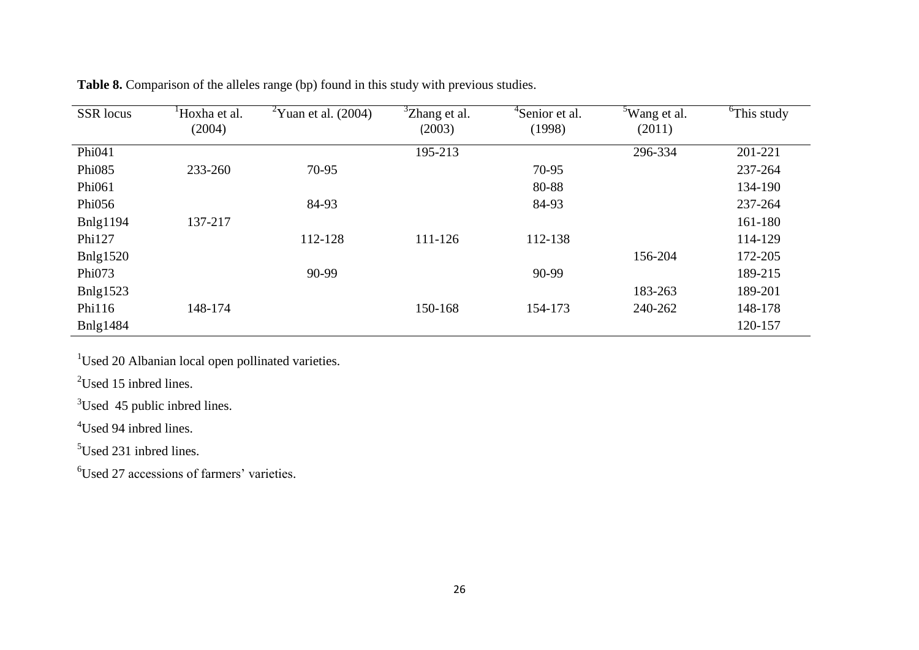**Table 8.** Comparison of the alleles range (bp) found in this study with previous studies.

| SSR locus | [1]Hoxha et al. (2004) | [2]Yuan et al. (2004) | [3]Zhang et al. (2003) | [4]Senior et al. (1998) | [5]Wang et al. (2011) | [6]This study |
|---|---|---|---|---|---|---|
| Phi041 | | | 195-213 | | 296-334 | 201-221 |
| Phi085 | 233-260 | 70-95 | | 70-95 | | 237-264 |
| Phi061 | | | | 80-88 | | 134-190 |
| Phi056 | | 84-93 | | 84-93 | | 237-264 |
| Bnlg1194 | 137-217 | | | | | 161-180 |
| Phi127 | | 112-128 | 111-126 | 112-138 | | 114-129 |
| Bnlg1520 | | | | | 156-204 | 172-205 |
| Phi073 | | 90-99 | | 90-99 | | 189-215 |
| Bnlg1523 | | | | | 183-263 | 189-201 |
| Phi116 | 148-174 | | 150-168 | 154-173 | 240-262 | 148-178 |
| Bnlg1484 | | | | | | 120-157 |

[1]Used 20 Albanian local open pollinated varieties.

[2]Used 15 inbred lines.

[3]Used 45 public inbred lines.

[4]Used 94 inbred lines.

[5]Used 231 inbred lines.

[6]Used 27 accessions of farmers' varieties.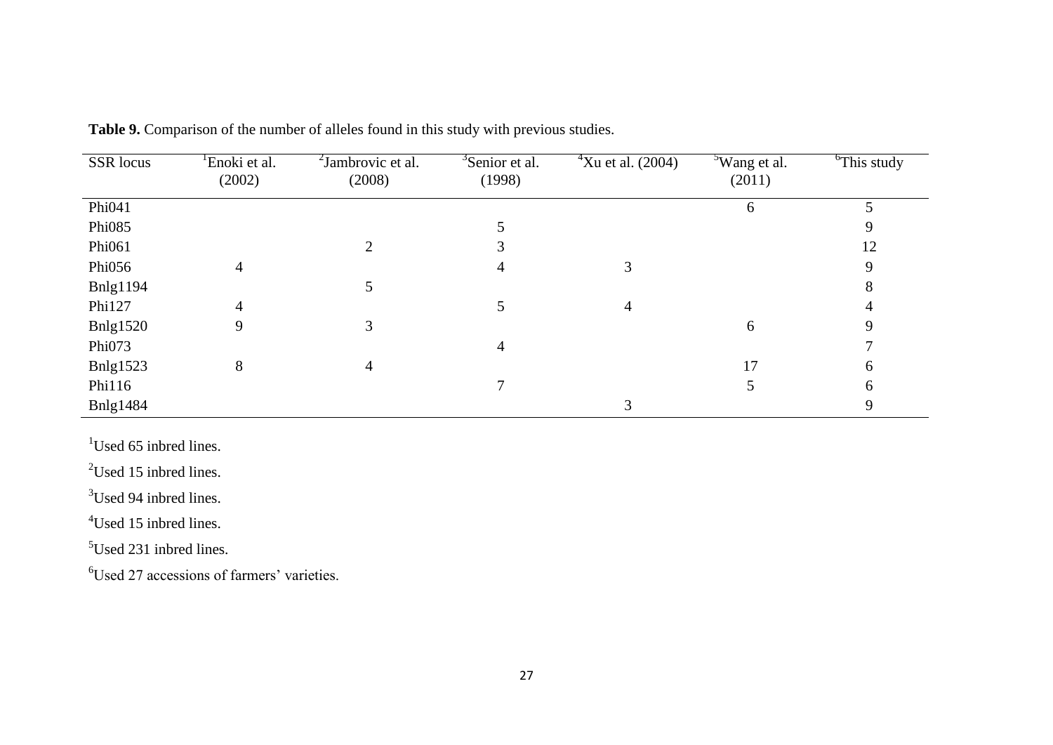**Table 9.** Comparison of the number of alleles found in this study with previous studies.

| SSR locus | [1]Enoki et al. (2002) | [2]Jambrovic et al. (2008) | [3]Senior et al. (1998) | [4]Xu et al. (2004) | [5]Wang et al. (2011) | [6]This study |
|---|---|---|---|---|---|---|
| Phi041 | | | | | 6 | 5 |
| Phi085 | | | 5 | | | 9 |
| Phi061 | | 2 | 3 | | | 12 |
| Phi056 | 4 | | 4 | 3 | | 9 |
| Bnlg1194 | | 5 | | | | 8 |
| Phi127 | 4 | | 5 | 4 | | 4 |
| Bnlg1520 | 9 | 3 | | | 6 | 9 |
| Phi073 | | | 4 | | | 7 |
| Bnlg1523 | 8 | 4 | | | 17 | 6 |
| Phi116 | | | 7 | | 5 | 6 |
| Bnlg1484 | | | | 3 | | 9 |

[1]Used 65 inbred lines.

[2]Used 15 inbred lines.

[3]Used 94 inbred lines.

[4]Used 15 inbred lines.

[5]Used 231 inbred lines.

[6]Used 27 accessions of farmers' varieties.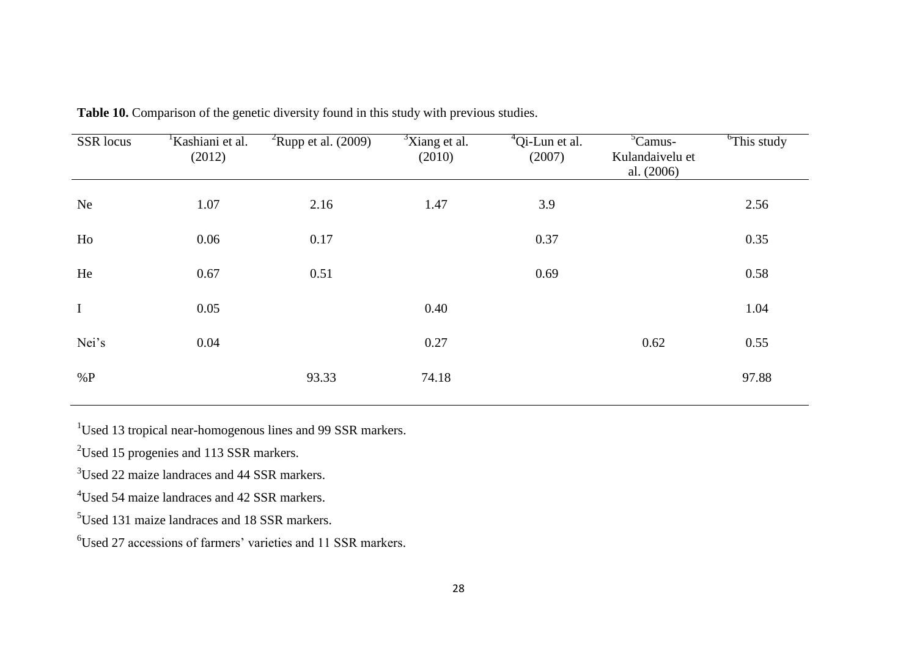**Table 10.** Comparison of the genetic diversity found in this study with previous studies.

| SSR locus | [1]Kashiani et al. (2012) | [2]Rupp et al. (2009) | [3]Xiang et al. (2010) | [4]Qi-Lun et al. (2007) | [5]Camus-Kulandaivelu et al. (2006) | [6]This study |
|---|---|---|---|---|---|---|
| Ne | 1.07 | 2.16 | 1.47 | 3.9 | | 2.56 |
| Ho | 0.06 | 0.17 | | 0.37 | | 0.35 |
| He | 0.67 | 0.51 | | 0.69 | | 0.58 |
| I | 0.05 | | 0.40 | | | 1.04 |
| Nei's | 0.04 | | 0.27 | | 0.62 | 0.55 |
| %P | | 93.33 | 74.18 | | | 97.88 |

[1]Used 13 tropical near-homogenous lines and 99 SSR markers.

[2]Used 15 progenies and 113 SSR markers.

[3]Used 22 maize landraces and 44 SSR markers.

[4]Used 54 maize landraces and 42 SSR markers.

[5]Used 131 maize landraces and 18 SSR markers.

[6]Used 27 accessions of farmers' varieties and 11 SSR markers.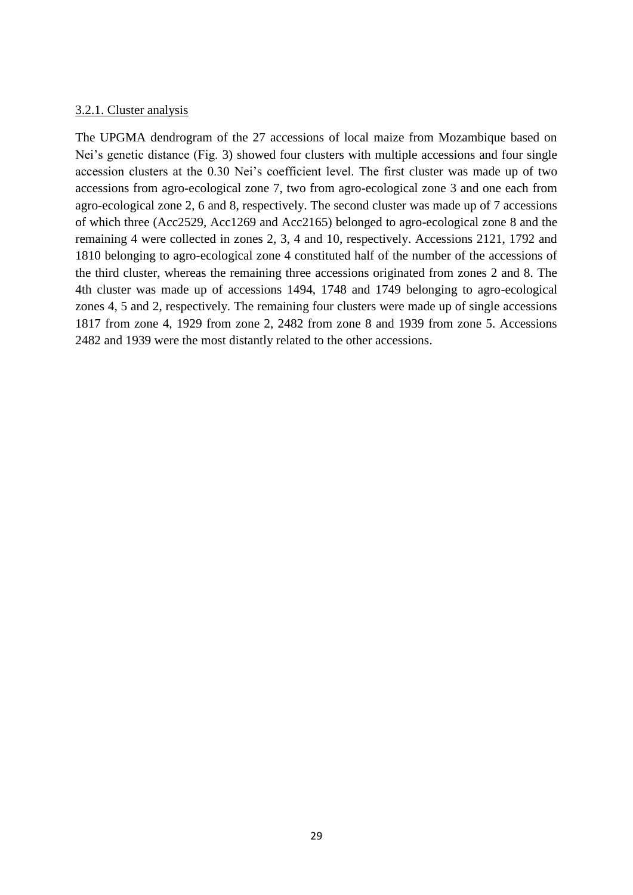### 3.2.1. Cluster analysis

The UPGMA dendrogram of the 27 accessions of local maize from Mozambique based on Nei's genetic distance (Fig. 3) showed four clusters with multiple accessions and four single accession clusters at the 0.30 Nei's coefficient level. The first cluster was made up of two accessions from agro-ecological zone 7, two from agro-ecological zone 3 and one each from agro-ecological zone 2, 6 and 8, respectively. The second cluster was made up of 7 accessions of which three (Acc2529, Acc1269 and Acc2165) belonged to agro-ecological zone 8 and the remaining 4 were collected in zones 2, 3, 4 and 10, respectively. Accessions 2121, 1792 and 1810 belonging to agro-ecological zone 4 constituted half of the number of the accessions of the third cluster, whereas the remaining three accessions originated from zones 2 and 8. The 4th cluster was made up of accessions 1494, 1748 and 1749 belonging to agro-ecological zones 4, 5 and 2, respectively. The remaining four clusters were made up of single accessions 1817 from zone 4, 1929 from zone 2, 2482 from zone 8 and 1939 from zone 5. Accessions 2482 and 1939 were the most distantly related to the other accessions.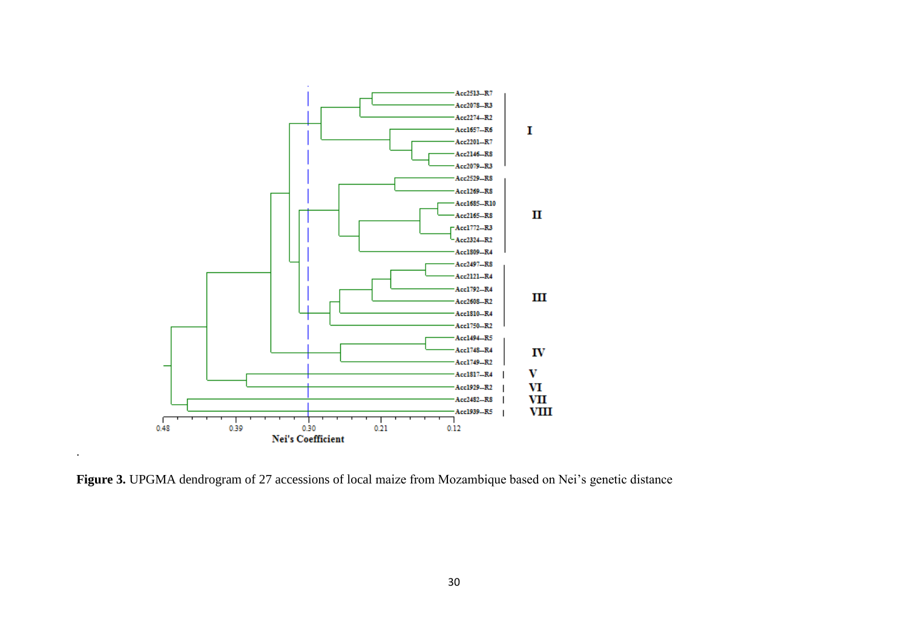**Figure 3.** UPGMA dendrogram of 27 accessions of local maize from Mozambique based on Nei's genetic distance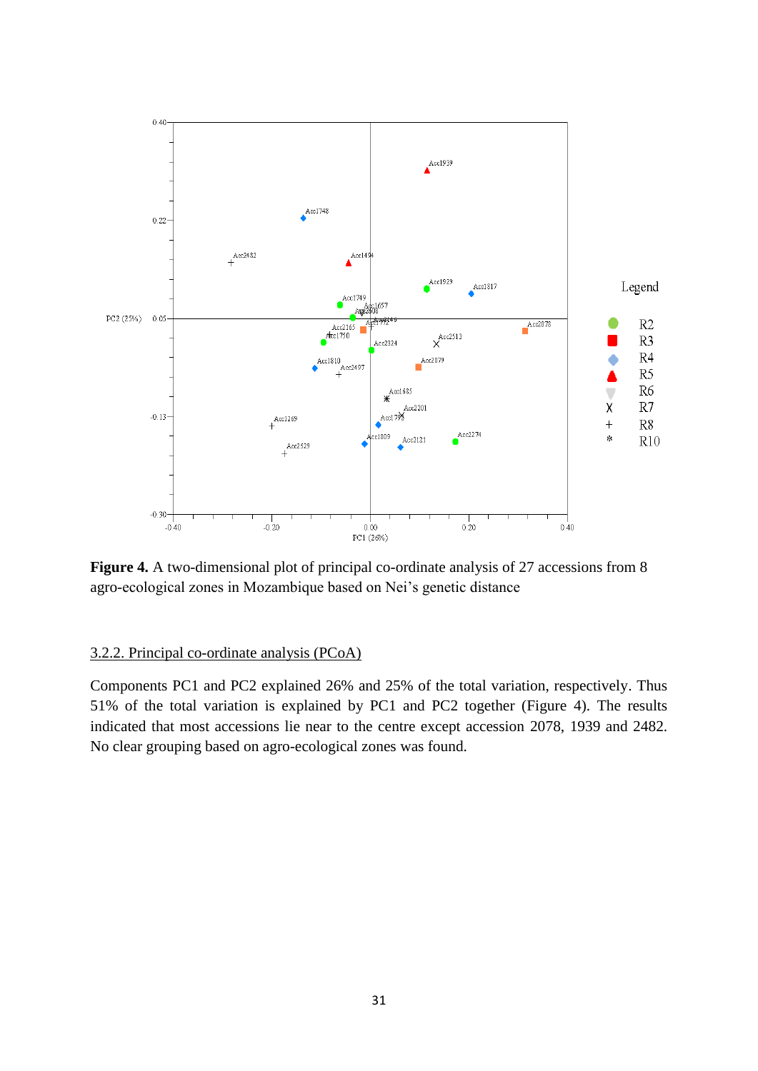**Figure 4.** A two-dimensional plot of principal co-ordinate analysis of 27 accessions from 8 agro-ecological zones in Mozambique based on Nei's genetic distance

### 3.2.2. Principal co-ordinate analysis (PCoA)

Components PC1 and PC2 explained 26% and 25% of the total variation, respectively. Thus 51% of the total variation is explained by PC1 and PC2 together (Figure 4). The results indicated that most accessions lie near to the centre except accession 2078, 1939 and 2482. No clear grouping based on agro-ecological zones was found.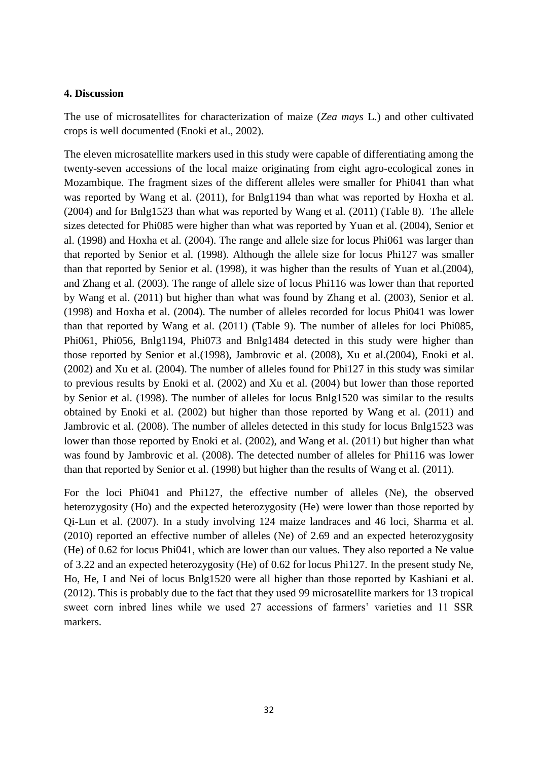#### 4. Discussion

The use of microsatellites for characterization of maize (*Zea mays* L.) and other cultivated crops is well documented (Enoki et al., 2002).

The eleven microsatellite markers used in this study were capable of differentiating among the twenty-seven accessions of the local maize originating from eight agro-ecological zones in Mozambique. The fragment sizes of the different alleles were smaller for Phi041 than what was reported by Wang et al. (2011), for Bnlg1194 than what was reported by Hoxha et al. (2004) and for Bnlg1523 than what was reported by Wang et al. (2011) (Table 8). The allele sizes detected for Phi085 were higher than what was reported by Yuan et al. (2004), Senior et al. (1998) and Hoxha et al. (2004). The range and allele size for locus Phi061 was larger than that reported by Senior et al. (1998). Although the allele size for locus Phi127 was smaller than that reported by Senior et al. (1998), it was higher than the results of Yuan et al.(2004), and Zhang et al. (2003). The range of allele size of locus Phi116 was lower than that reported by Wang et al. (2011) but higher than what was found by Zhang et al. (2003), Senior et al. (1998) and Hoxha et al. (2004). The number of alleles recorded for locus Phi041 was lower than that reported by Wang et al. (2011) (Table 9). The number of alleles for loci Phi085, Phi061, Phi056, Bnlg1194, Phi073 and Bnlg1484 detected in this study were higher than those reported by Senior et al.(1998), Jambrovic et al. (2008), Xu et al.(2004), Enoki et al. (2002) and Xu et al. (2004). The number of alleles found for Phi127 in this study was similar to previous results by Enoki et al. (2002) and Xu et al. (2004) but lower than those reported by Senior et al. (1998). The number of alleles for locus Bnlg1520 was similar to the results obtained by Enoki et al. (2002) but higher than those reported by Wang et al. (2011) and Jambrovic et al. (2008). The number of alleles detected in this study for locus Bnlg1523 was lower than those reported by Enoki et al. (2002), and Wang et al. (2011) but higher than what was found by Jambrovic et al. (2008). The detected number of alleles for Phi116 was lower than that reported by Senior et al. (1998) but higher than the results of Wang et al. (2011).

For the loci Phi041 and Phi127, the effective number of alleles (Ne), the observed heterozygosity (Ho) and the expected heterozygosity (He) were lower than those reported by Qi-Lun et al. (2007). In a study involving 124 maize landraces and 46 loci, Sharma et al. (2010) reported an effective number of alleles (Ne) of 2.69 and an expected heterozygosity (He) of 0.62 for locus Phi041, which are lower than our values. They also reported a Ne value of 3.22 and an expected heterozygosity (He) of 0.62 for locus Phi127. In the present study Ne, Ho, He, I and Nei of locus Bnlg1520 were all higher than those reported by Kashiani et al. (2012). This is probably due to the fact that they used 99 microsatellite markers for 13 tropical sweet corn inbred lines while we used 27 accessions of farmers' varieties and 11 SSR markers.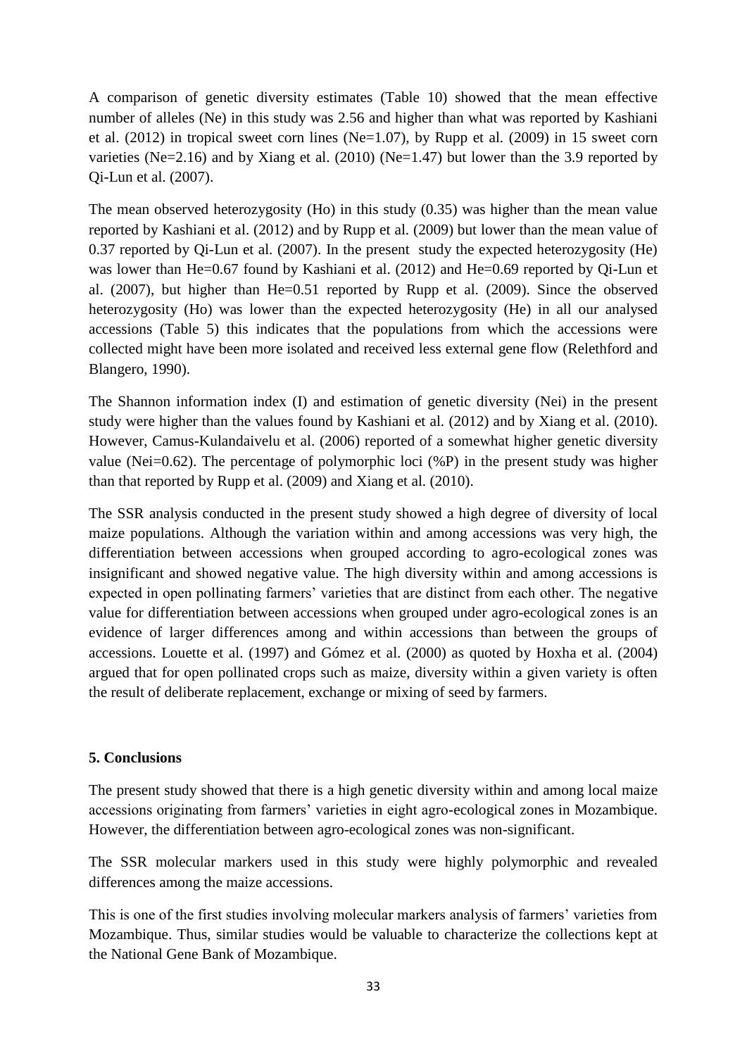A comparison of genetic diversity estimates (Table 10) showed that the mean effective number of alleles (Ne) in this study was 2.56 and higher than what was reported by Kashiani et al. (2012) in tropical sweet corn lines (Ne=1.07), by Rupp et al. (2009) in 15 sweet corn varieties (Ne=2.16) and by Xiang et al. (2010) (Ne=1.47) but lower than the 3.9 reported by Qi-Lun et al. (2007).

The mean observed heterozygosity (Ho) in this study (0.35) was higher than the mean value reported by Kashiani et al. (2012) and by Rupp et al. (2009) but lower than the mean value of 0.37 reported by Qi-Lun et al. (2007). In the present study the expected heterozygosity (He) was lower than He=0.67 found by Kashiani et al. (2012) and He=0.69 reported by Qi-Lun et al. (2007), but higher than He=0.51 reported by Rupp et al. (2009). Since the observed heterozygosity (Ho) was lower than the expected heterozygosity (He) in all our analysed accessions (Table 5) this indicates that the populations from which the accessions were collected might have been more isolated and received less external gene flow (Relethford and Blangero, 1990).

The Shannon information index (I) and estimation of genetic diversity (Nei) in the present study were higher than the values found by Kashiani et al. (2012) and by Xiang et al. (2010). However, Camus-Kulandaivelu et al. (2006) reported of a somewhat higher genetic diversity value (Nei=0.62). The percentage of polymorphic loci (%P) in the present study was higher than that reported by Rupp et al. (2009) and Xiang et al. (2010).

The SSR analysis conducted in the present study showed a high degree of diversity of local maize populations. Although the variation within and among accessions was very high, the differentiation between accessions when grouped according to agro-ecological zones was insignificant and showed negative value. The high diversity within and among accessions is expected in open pollinating farmers' varieties that are distinct from each other. The negative value for differentiation between accessions when grouped under agro-ecological zones is an evidence of larger differences among and within accessions than between the groups of accessions. Louette et al. (1997) and Gómez et al. (2000) as quoted by Hoxha et al. (2004) argued that for open pollinated crops such as maize, diversity within a given variety is often the result of deliberate replacement, exchange or mixing of seed by farmers.

## 5. Conclusions

The present study showed that there is a high genetic diversity within and among local maize accessions originating from farmers' varieties in eight agro-ecological zones in Mozambique. However, the differentiation between agro-ecological zones was non-significant.

The SSR molecular markers used in this study were highly polymorphic and revealed differences among the maize accessions.

This is one of the first studies involving molecular markers analysis of farmers' varieties from Mozambique. Thus, similar studies would be valuable to characterize the collections kept at the National Gene Bank of Mozambique.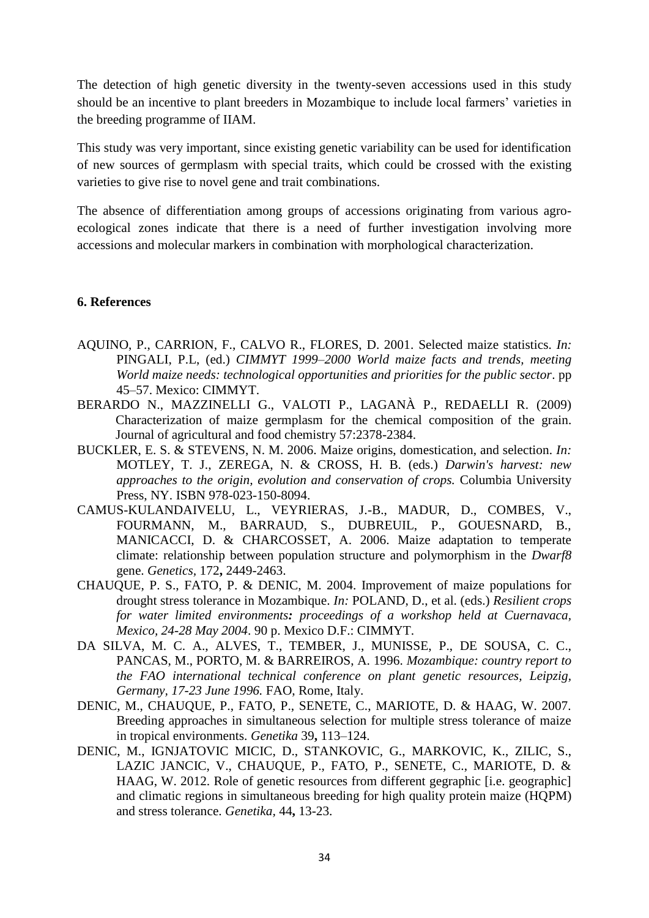The detection of high genetic diversity in the twenty-seven accessions used in this study should be an incentive to plant breeders in Mozambique to include local farmers' varieties in the breeding programme of IIAM.

This study was very important, since existing genetic variability can be used for identification of new sources of germplasm with special traits, which could be crossed with the existing varieties to give rise to novel gene and trait combinations.

The absence of differentiation among groups of accessions originating from various agro-ecological zones indicate that there is a need of further investigation involving more accessions and molecular markers in combination with morphological characterization.

## 6. References

AQUINO, P., CARRION, F., CALVO R., FLORES, D. 2001. Selected maize statistics. *In:* PINGALI, P.L, (ed.) *CIMMYT 1999–2000 World maize facts and trends, meeting World maize needs: technological opportunities and priorities for the public sector*. pp 45–57. Mexico: CIMMYT.

BERARDO N., MAZZINELLI G., VALOTI P., LAGANÀ P., REDAELLI R. (2009) Characterization of maize germplasm for the chemical composition of the grain. Journal of agricultural and food chemistry 57:2378-2384.

BUCKLER, E. S. & STEVENS, N. M. 2006. Maize origins, domestication, and selection. *In:* MOTLEY, T. J., ZEREGA, N. & CROSS, H. B. (eds.) *Darwin's harvest: new approaches to the origin, evolution and conservation of crops.* Columbia University Press, NY. ISBN 978-023-150-8094.

CAMUS-KULANDAIVELU, L., VEYRIERAS, J.-B., MADUR, D., COMBES, V., FOURMANN, M., BARRAUD, S., DUBREUIL, P., GOUESNARD, B., MANICACCI, D. & CHARCOSSET, A. 2006. Maize adaptation to temperate climate: relationship between population structure and polymorphism in the *Dwarf8* gene. *Genetics*, 172**,** 2449-2463.

CHAUQUE, P. S., FATO, P. & DENIC, M. 2004. Improvement of maize populations for drought stress tolerance in Mozambique. *In:* POLAND, D., et al. (eds.) *Resilient crops for water limited environments: proceedings of a workshop held at Cuernavaca, Mexico, 24-28 May 2004*. 90 p. Mexico D.F.: CIMMYT.

DA SILVA, M. C. A., ALVES, T., TEMBER, J., MUNISSE, P., DE SOUSA, C. C., PANCAS, M., PORTO, M. & BARREIROS, A. 1996. *Mozambique: country report to the FAO international technical conference on plant genetic resources, Leipzig, Germany, 17-23 June 1996.* FAO, Rome, Italy.

DENIC, M., CHAUQUE, P., FATO, P., SENETE, C., MARIOTE, D. & HAAG, W. 2007. Breeding approaches in simultaneous selection for multiple stress tolerance of maize in tropical environments. *Genetika* 39**,** 113–124.

DENIC, M., IGNJATOVIC MICIC, D., STANKOVIC, G., MARKOVIC, K., ZILIC, S., LAZIC JANCIC, V., CHAUQUE, P., FATO, P., SENETE, C., MARIOTE, D. & HAAG, W. 2012. Role of genetic resources from different gegraphic [i.e. geographic] and climatic regions in simultaneous breeding for high quality protein maize (HQPM) and stress tolerance. *Genetika,* 44**,** 13-23.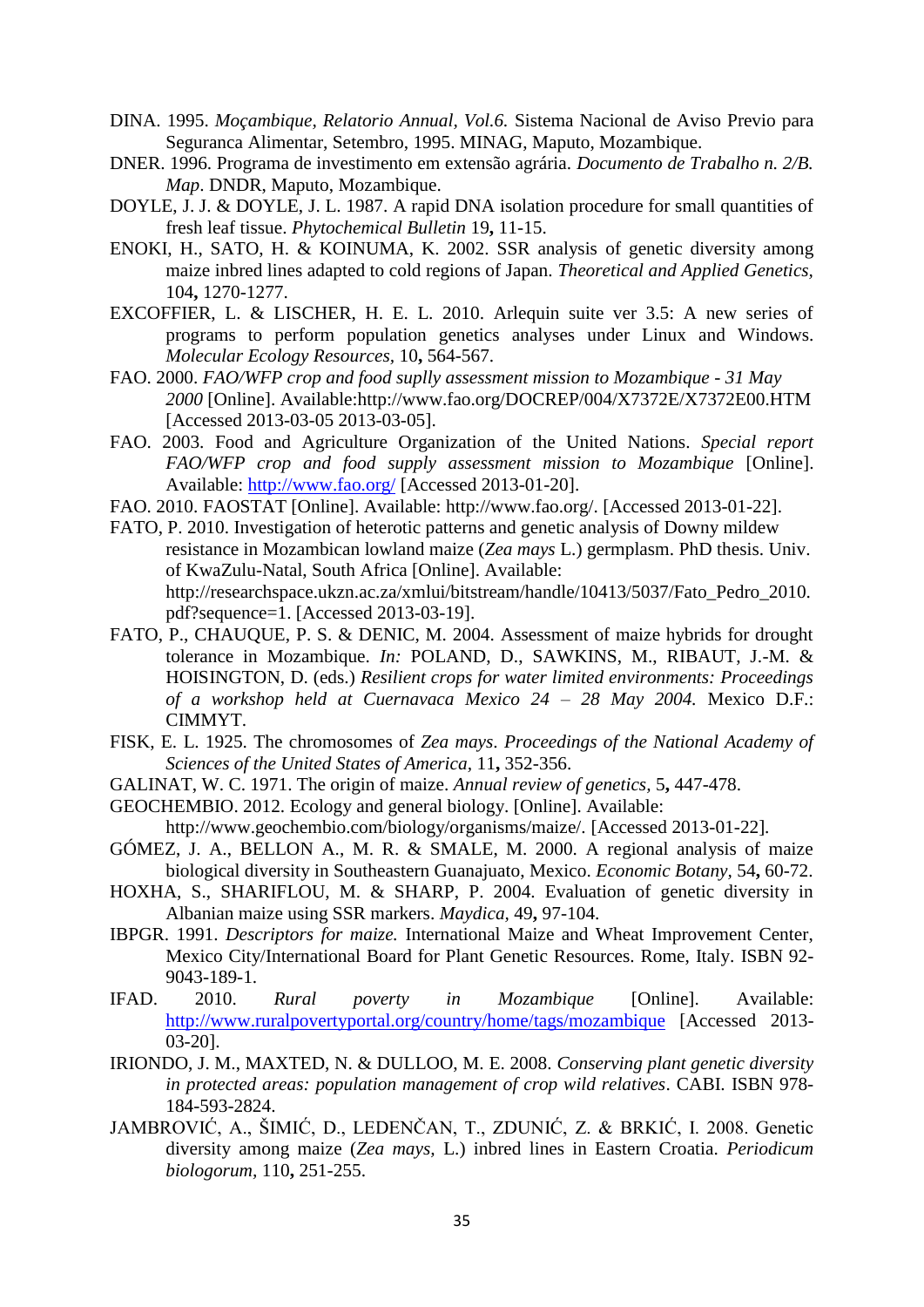DINA. 1995. *Moçambique, Relatorio Annual, Vol.6.* Sistema Nacional de Aviso Previo para Seguranca Alimentar, Setembro, 1995. MINAG, Maputo, Mozambique.

DNER. 1996. Programa de investimento em extensão agrária. *Documento de Trabalho n. 2/B. Map*. DNDR, Maputo, Mozambique.

DOYLE, J. J. & DOYLE, J. L. 1987. A rapid DNA isolation procedure for small quantities of fresh leaf tissue. *Phytochemical Bulletin* 19**,** 11-15.

ENOKI, H., SATO, H. & KOINUMA, K. 2002. SSR analysis of genetic diversity among maize inbred lines adapted to cold regions of Japan. *Theoretical and Applied Genetics,* 104**,** 1270-1277.

EXCOFFIER, L. & LISCHER, H. E. L. 2010. Arlequin suite ver 3.5: A new series of programs to perform population genetics analyses under Linux and Windows. *Molecular Ecology Resources,* 10**,** 564-567.

FAO. 2000. *FAO/WFP crop and food suplly assessment mission to Mozambique - 31 May 2000* [Online]. Available:http://www.fao.org/DOCREP/004/X7372E/X7372E00.HTM [Accessed 2013-03-05 2013-03-05].

FAO. 2003. Food and Agriculture Organization of the United Nations. *Special report FAO/WFP crop and food supply assessment mission to Mozambique* [Online]. Available: http://www.fao.org/ [Accessed 2013-01-20].

FAO. 2010. FAOSTAT [Online]. Available: http://www.fao.org/. [Accessed 2013-01-22].

FATO, P. 2010. Investigation of heterotic patterns and genetic analysis of Downy mildew resistance in Mozambican lowland maize (*Zea mays* L.) germplasm. PhD thesis. Univ. of KwaZulu-Natal, South Africa [Online]. Available: http://researchspace.ukzn.ac.za/xmlui/bitstream/handle/10413/5037/Fato_Pedro_2010.pdf?sequence=1. [Accessed 2013-03-19].

FATO, P., CHAUQUE, P. S. & DENIC, M. 2004. Assessment of maize hybrids for drought tolerance in Mozambique. *In:* POLAND, D., SAWKINS, M., RIBAUT, J.-M. & HOISINGTON, D. (eds.) *Resilient crops for water limited environments: Proceedings of a workshop held at Cuernavaca Mexico 24 – 28 May 2004.* Mexico D.F.: CIMMYT.

FISK, E. L. 1925. The chromosomes of *Zea mays*. *Proceedings of the National Academy of Sciences of the United States of America,* 11**,** 352-356.

GALINAT, W. C. 1971. The origin of maize. *Annual review of genetics,* 5**,** 447-478.

GEOCHEMBIO. 2012. Ecology and general biology. [Online]. Available: http://www.geochembio.com/biology/organisms/maize/. [Accessed 2013-01-22].

GÓMEZ, J. A., BELLON A., M. R. & SMALE, M. 2000. A regional analysis of maize biological diversity in Southeastern Guanajuato, Mexico. *Economic Botany,* 54**,** 60-72.

HOXHA, S., SHARIFLOU, M. & SHARP, P. 2004. Evaluation of genetic diversity in Albanian maize using SSR markers. *Maydica,* 49**,** 97-104.

IBPGR. 1991. *Descriptors for maize.* International Maize and Wheat Improvement Center, Mexico City/International Board for Plant Genetic Resources. Rome, Italy. ISBN 92-9043-189-1.

IFAD. 2010. *Rural poverty in Mozambique* [Online]. Available: http://www.ruralpovertyportal.org/country/home/tags/mozambique [Accessed 2013-03-20].

IRIONDO, J. M., MAXTED, N. & DULLOO, M. E. 2008. *Conserving plant genetic diversity in protected areas: population management of crop wild relatives*. CABI. ISBN 978-184-593-2824.

JAMBROVIĆ, A., ŠIMIĆ, D., LEDENČAN, T., ZDUNIĆ, Z. & BRKIĆ, I. 2008. Genetic diversity among maize (*Zea mays,* L.) inbred lines in Eastern Croatia. *Periodicum biologorum,* 110**,** 251-255.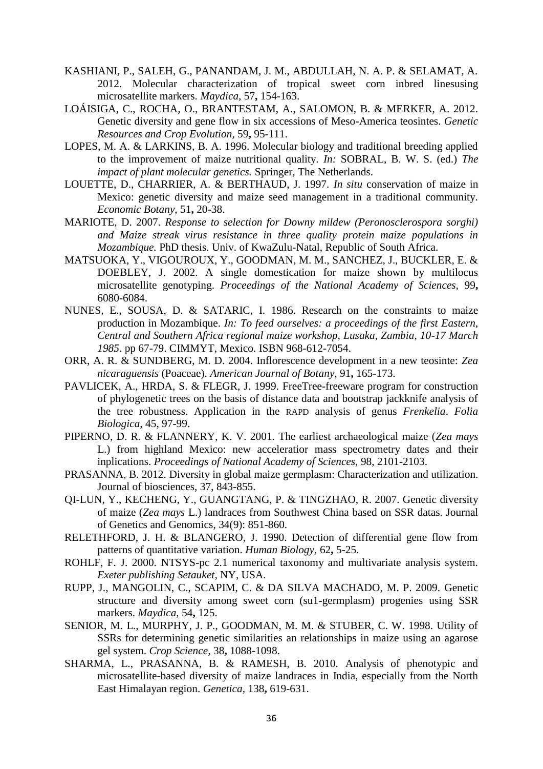KASHIANI, P., SALEH, G., PANANDAM, J. M., ABDULLAH, N. A. P. & SELAMAT, A. 2012. Molecular characterization of tropical sweet corn inbred linesusing microsatellite markers. *Maydica,* 57**,** 154-163.

LOÁISIGA, C., ROCHA, O., BRANTESTAM, A., SALOMON, B. & MERKER, A. 2012. Genetic diversity and gene flow in six accessions of Meso-America teosintes. *Genetic Resources and Crop Evolution,* 59**,** 95-111.

LOPES, M. A. & LARKINS, B. A. 1996. Molecular biology and traditional breeding applied to the improvement of maize nutritional quality. *In:* SOBRAL, B. W. S. (ed.) *The impact of plant molecular genetics.* Springer, The Netherlands.

LOUETTE, D., CHARRIER, A. & BERTHAUD, J. 1997. *In situ* conservation of maize in Mexico: genetic diversity and maize seed management in a traditional community. *Economic Botany,* 51**,** 20-38.

MARIOTE, D. 2007. *Response to selection for Downy mildew (Peronosclerospora sorghi) and Maize streak virus resistance in three quality protein maize populations in Mozambique.* PhD thesis. Univ. of KwaZulu-Natal, Republic of South Africa.

MATSUOKA, Y., VIGOUROUX, Y., GOODMAN, M. M., SANCHEZ, J., BUCKLER, E. & DOEBLEY, J. 2002. A single domestication for maize shown by multilocus microsatellite genotyping. *Proceedings of the National Academy of Sciences,* 99**,** 6080-6084.

NUNES, E., SOUSA, D. & SATARIC, I. 1986. Research on the constraints to maize production in Mozambique. *In: To feed ourselves: a proceedings of the first Eastern, Central and Southern Africa regional maize workshop, Lusaka, Zambia, 10-17 March 1985*. pp 67-79. CIMMYT, Mexico. ISBN 968-612-7054.

ORR, A. R. & SUNDBERG, M. D. 2004. Inflorescence development in a new teosinte: *Zea nicaraguensis* (Poaceae). *American Journal of Botany,* 91**,** 165-173.

PAVLICEK, A., HRDA, S. & FLEGR, J. 1999. FreeTree-freeware program for construction of phylogenetic trees on the basis of distance data and bootstrap jackknife analysis of the tree robustness. Application in the RAPD analysis of genus *Frenkelia*. *Folia Biologica,* 45, 97-99.

PIPERNO, D. R. & FLANNERY, K. V. 2001. The earliest archaeological maize (*Zea mays* L.) from highland Mexico: new acceleratior mass spectrometry dates and their inplications. *Proceedings of National Academy of Sciences,* 98, 2101-2103.

PRASANNA, B. 2012. Diversity in global maize germplasm: Characterization and utilization. Journal of biosciences, 37, 843-855.

QI-LUN, Y., KECHENG, Y., GUANGTANG, P. & TINGZHAO, R. 2007. Genetic diversity of maize (*Zea mays* L.) landraces from Southwest China based on SSR datas. Journal of Genetics and Genomics, 34(9): 851-860.

RELETHFORD, J. H. & BLANGERO, J. 1990. Detection of differential gene flow from patterns of quantitative variation. *Human Biology,* 62**,** 5-25.

ROHLF, F. J. 2000. NTSYS-pc 2.1 numerical taxonomy and multivariate analysis system. *Exeter publishing Setauket*, NY, USA.

RUPP, J., MANGOLIN, C., SCAPIM, C. & DA SILVA MACHADO, M. P. 2009. Genetic structure and diversity among sweet corn (su1-germplasm) progenies using SSR markers. *Maydica,* 54**,** 125.

SENIOR, M. L., MURPHY, J. P., GOODMAN, M. M. & STUBER, C. W. 1998. Utility of SSRs for determining genetic similarities an relationships in maize using an agarose gel system. *Crop Science,* 38**,** 1088-1098.

SHARMA, L., PRASANNA, B. & RAMESH, B. 2010. Analysis of phenotypic and microsatellite-based diversity of maize landraces in India, especially from the North East Himalayan region. *Genetica,* 138**,** 619-631.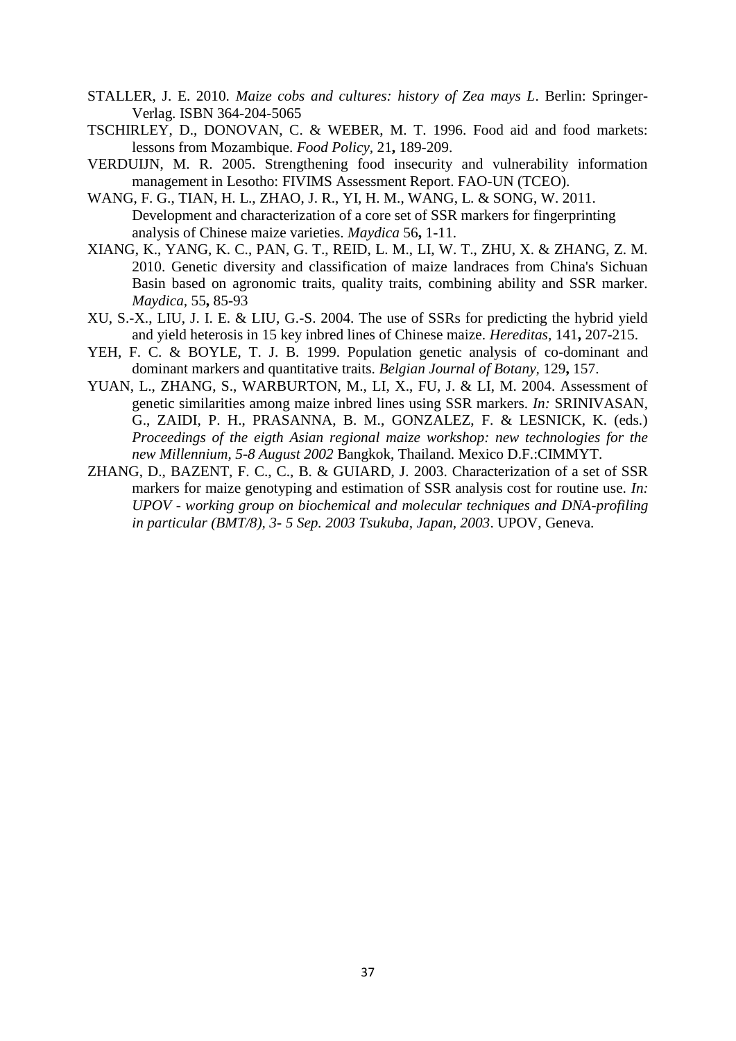STALLER, J. E. 2010. *Maize cobs and cultures: history of Zea mays L*. Berlin: Springer-Verlag. ISBN 364-204-5065

TSCHIRLEY, D., DONOVAN, C. & WEBER, M. T. 1996. Food aid and food markets: lessons from Mozambique. *Food Policy,* 21**,** 189-209.

VERDUIJN, M. R. 2005. Strengthening food insecurity and vulnerability information management in Lesotho: FIVIMS Assessment Report. FAO-UN (TCEO).

WANG, F. G., TIAN, H. L., ZHAO, J. R., YI, H. M., WANG, L. & SONG, W. 2011. Development and characterization of a core set of SSR markers for fingerprinting analysis of Chinese maize varieties. *Maydica* 56**,** 1-11.

XIANG, K., YANG, K. C., PAN, G. T., REID, L. M., LI, W. T., ZHU, X. & ZHANG, Z. M. 2010. Genetic diversity and classification of maize landraces from China's Sichuan Basin based on agronomic traits, quality traits, combining ability and SSR marker. *Maydica,* 55**,** 85-93

XU, S.-X., LIU, J. I. E. & LIU, G.-S. 2004. The use of SSRs for predicting the hybrid yield and yield heterosis in 15 key inbred lines of Chinese maize. *Hereditas,* 141**,** 207-215.

YEH, F. C. & BOYLE, T. J. B. 1999. Population genetic analysis of co-dominant and dominant markers and quantitative traits. *Belgian Journal of Botany,* 129**,** 157.

YUAN, L., ZHANG, S., WARBURTON, M., LI, X., FU, J. & LI, M. 2004. Assessment of genetic similarities among maize inbred lines using SSR markers. *In:* SRINIVASAN, G., ZAIDI, P. H., PRASANNA, B. M., GONZALEZ, F. & LESNICK, K. (eds.) *Proceedings of the eigth Asian regional maize workshop: new technologies for the new Millennium, 5-8 August 2002* Bangkok, Thailand. Mexico D.F.:CIMMYT.

ZHANG, D., BAZENT, F. C., C., B. & GUIARD, J. 2003. Characterization of a set of SSR markers for maize genotyping and estimation of SSR analysis cost for routine use. *In: UPOV - working group on biochemical and molecular techniques and DNA-profiling in particular (BMT/8), 3- 5 Sep. 2003 Tsukuba, Japan, 2003*. UPOV, Geneva.